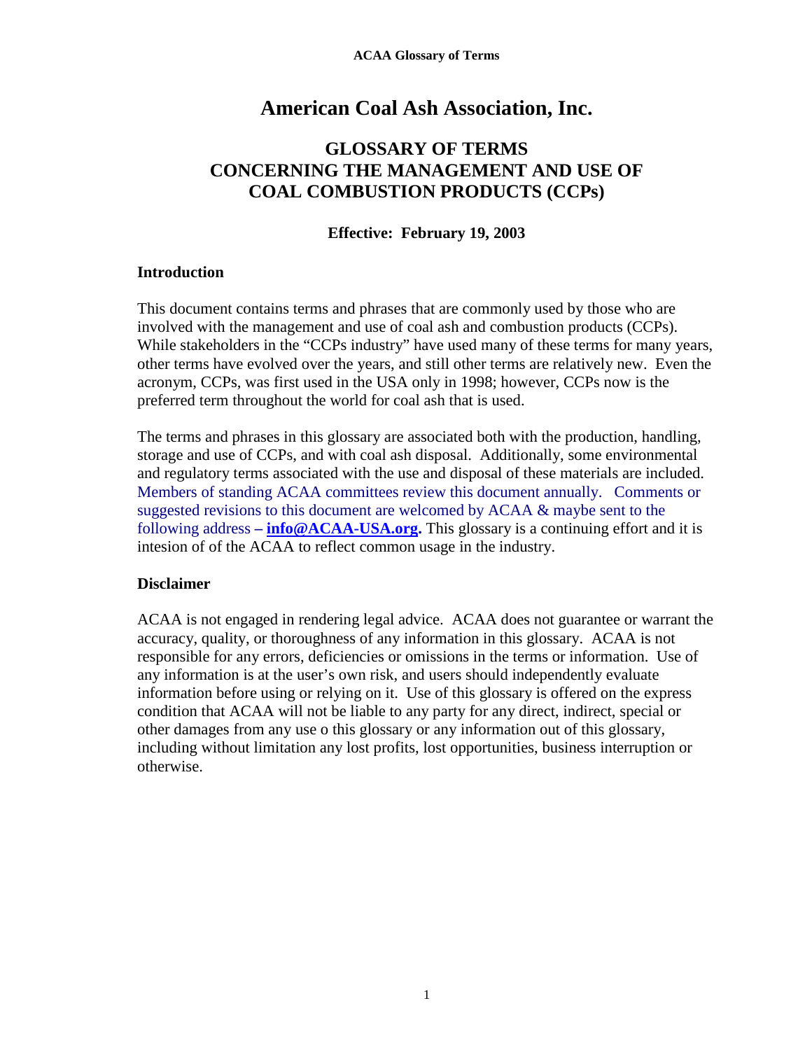# American Coal Ash Association, Inc.

## GLOSSARY OF TERMS
## CONCERNING THE MANAGEMENT AND USE OF
## COAL COMBUSTION PRODUCTS (CCPs)

**Effective: February 19, 2003**

### Introduction

This document contains terms and phrases that are commonly used by those who are involved with the management and use of coal ash and combustion products (CCPs). While stakeholders in the "CCPs industry" have used many of these terms for many years, other terms have evolved over the years, and still other terms are relatively new. Even the acronym, CCPs, was first used in the USA only in 1998; however, CCPs now is the preferred term throughout the world for coal ash that is used.

The terms and phrases in this glossary are associated both with the production, handling, storage and use of CCPs, and with coal ash disposal. Additionally, some environmental and regulatory terms associated with the use and disposal of these materials are included. Members of standing ACAA committees review this document annually. Comments or suggested revisions to this document are welcomed by ACAA & maybe sent to the following address **– info@ACAA-USA.org.** This glossary is a continuing effort and it is intesion of of the ACAA to reflect common usage in the industry.

### Disclaimer

ACAA is not engaged in rendering legal advice. ACAA does not guarantee or warrant the accuracy, quality, or thoroughness of any information in this glossary. ACAA is not responsible for any errors, deficiencies or omissions in the terms or information. Use of any information is at the user's own risk, and users should independently evaluate information before using or relying on it. Use of this glossary is offered on the express condition that ACAA will not be liable to any party for any direct, indirect, special or other damages from any use o this glossary or any information out of this glossary, including without limitation any lost profits, lost opportunities, business interruption or otherwise.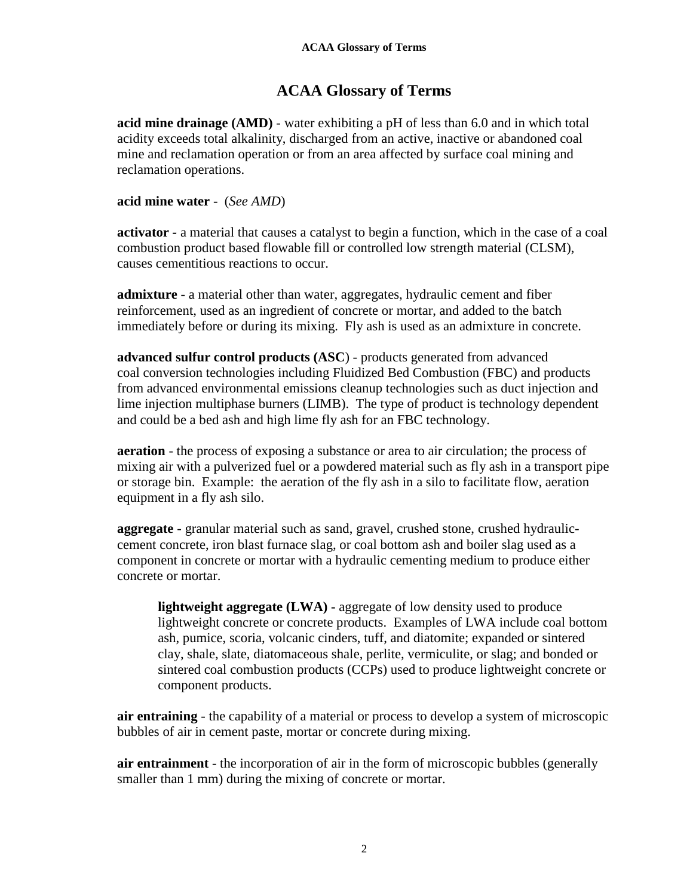# ACAA Glossary of Terms

**acid mine drainage (AMD)** - water exhibiting a pH of less than 6.0 and in which total acidity exceeds total alkalinity, discharged from an active, inactive or abandoned coal mine and reclamation operation or from an area affected by surface coal mining and reclamation operations.

**acid mine water** - (*See AMD*)

**activator -** a material that causes a catalyst to begin a function, which in the case of a coal combustion product based flowable fill or controlled low strength material (CLSM), causes cementitious reactions to occur.

**admixture** - a material other than water, aggregates, hydraulic cement and fiber reinforcement, used as an ingredient of concrete or mortar, and added to the batch immediately before or during its mixing. Fly ash is used as an admixture in concrete.

**advanced sulfur control products (ASC**) - products generated from advanced coal conversion technologies including Fluidized Bed Combustion (FBC) and products from advanced environmental emissions cleanup technologies such as duct injection and lime injection multiphase burners (LIMB). The type of product is technology dependent and could be a bed ash and high lime fly ash for an FBC technology.

**aeration** - the process of exposing a substance or area to air circulation; the process of mixing air with a pulverized fuel or a powdered material such as fly ash in a transport pipe or storage bin. Example: the aeration of the fly ash in a silo to facilitate flow, aeration equipment in a fly ash silo.

**aggregate** - granular material such as sand, gravel, crushed stone, crushed hydraulic-cement concrete, iron blast furnace slag, or coal bottom ash and boiler slag used as a component in concrete or mortar with a hydraulic cementing medium to produce either concrete or mortar.

> **lightweight aggregate (LWA) -** aggregate of low density used to produce lightweight concrete or concrete products. Examples of LWA include coal bottom ash, pumice, scoria, volcanic cinders, tuff, and diatomite; expanded or sintered clay, shale, slate, diatomaceous shale, perlite, vermiculite, or slag; and bonded or sintered coal combustion products (CCPs) used to produce lightweight concrete or component products.

**air entraining** - the capability of a material or process to develop a system of microscopic bubbles of air in cement paste, mortar or concrete during mixing.

**air entrainment** - the incorporation of air in the form of microscopic bubbles (generally smaller than 1 mm) during the mixing of concrete or mortar.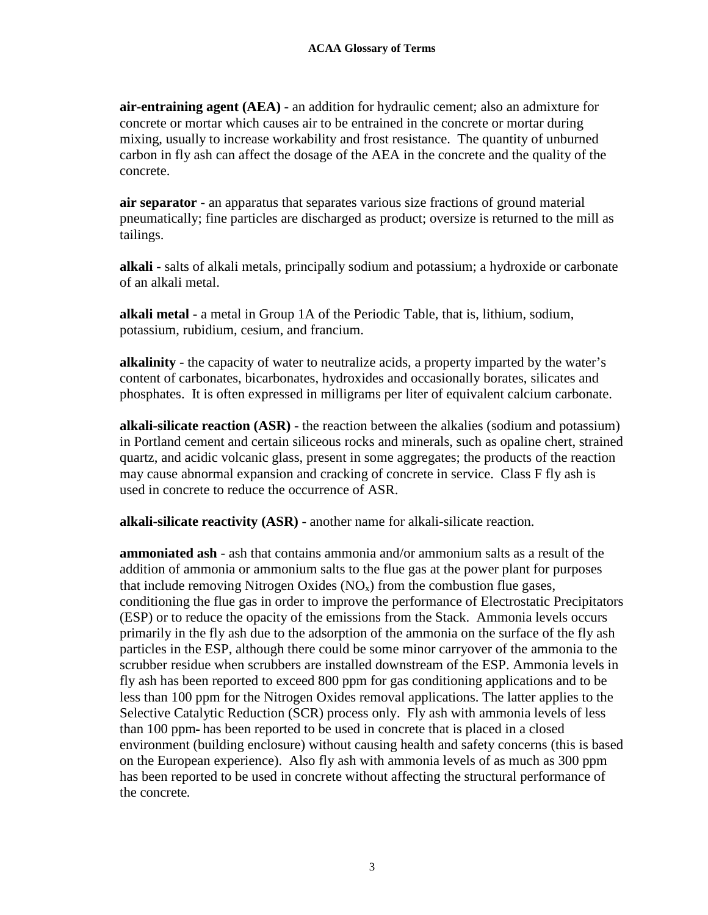**air-entraining agent (AEA)** - an addition for hydraulic cement; also an admixture for concrete or mortar which causes air to be entrained in the concrete or mortar during mixing, usually to increase workability and frost resistance. The quantity of unburned carbon in fly ash can affect the dosage of the AEA in the concrete and the quality of the concrete.

**air separator** - an apparatus that separates various size fractions of ground material pneumatically; fine particles are discharged as product; oversize is returned to the mill as tailings.

**alkali** - salts of alkali metals, principally sodium and potassium; a hydroxide or carbonate of an alkali metal.

**alkali metal** - a metal in Group 1A of the Periodic Table, that is, lithium, sodium, potassium, rubidium, cesium, and francium.

**alkalinity** - the capacity of water to neutralize acids, a property imparted by the water's content of carbonates, bicarbonates, hydroxides and occasionally borates, silicates and phosphates. It is often expressed in milligrams per liter of equivalent calcium carbonate.

**alkali-silicate reaction (ASR)** - the reaction between the alkalies (sodium and potassium) in Portland cement and certain siliceous rocks and minerals, such as opaline chert, strained quartz, and acidic volcanic glass, present in some aggregates; the products of the reaction may cause abnormal expansion and cracking of concrete in service. Class F fly ash is used in concrete to reduce the occurrence of ASR.

**alkali-silicate reactivity (ASR)** - another name for alkali-silicate reaction.

**ammoniated ash** - ash that contains ammonia and/or ammonium salts as a result of the addition of ammonia or ammonium salts to the flue gas at the power plant for purposes that include removing Nitrogen Oxides ($NO_x$) from the combustion flue gases, conditioning the flue gas in order to improve the performance of Electrostatic Precipitators (ESP) or to reduce the opacity of the emissions from the Stack. Ammonia levels occurs primarily in the fly ash due to the adsorption of the ammonia on the surface of the fly ash particles in the ESP, although there could be some minor carryover of the ammonia to the scrubber residue when scrubbers are installed downstream of the ESP. Ammonia levels in fly ash has been reported to exceed 800 ppm for gas conditioning applications and to be less than 100 ppm for the Nitrogen Oxides removal applications. The latter applies to the Selective Catalytic Reduction (SCR) process only. Fly ash with ammonia levels of less than 100 ppm- has been reported to be used in concrete that is placed in a closed environment (building enclosure) without causing health and safety concerns (this is based on the European experience). Also fly ash with ammonia levels of as much as 300 ppm has been reported to be used in concrete without affecting the structural performance of the concrete.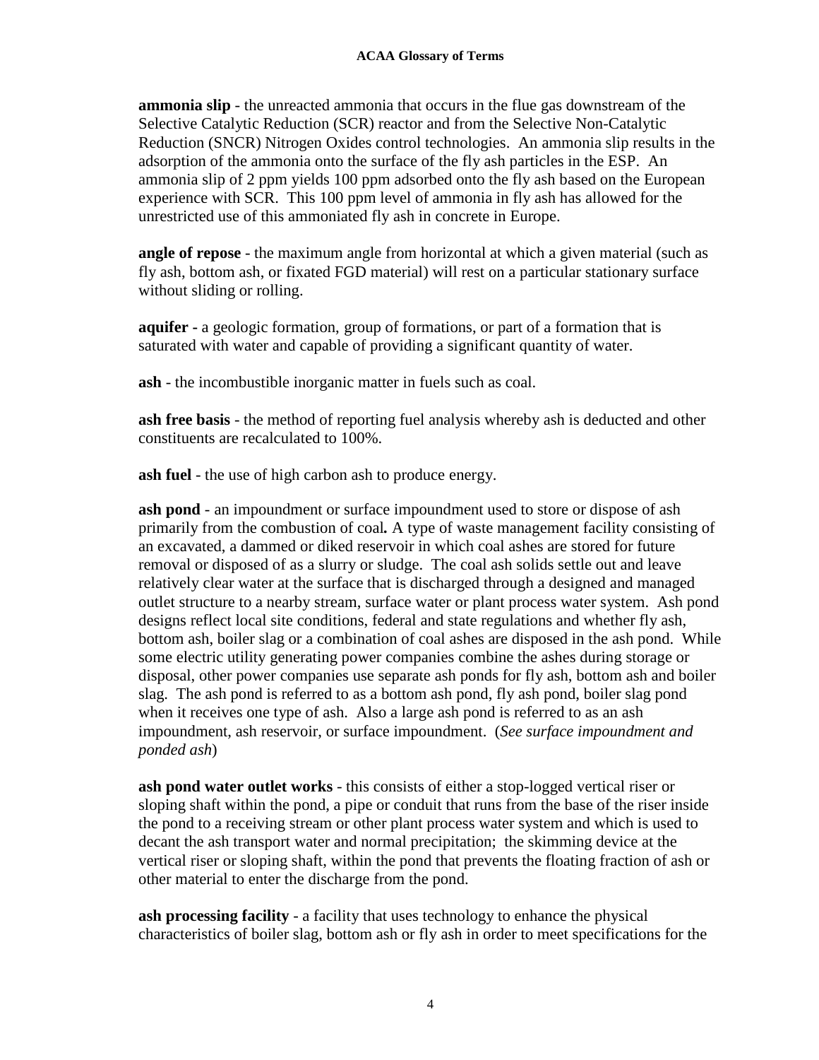**ammonia slip** - the unreacted ammonia that occurs in the flue gas downstream of the Selective Catalytic Reduction (SCR) reactor and from the Selective Non-Catalytic Reduction (SNCR) Nitrogen Oxides control technologies. An ammonia slip results in the adsorption of the ammonia onto the surface of the fly ash particles in the ESP. An ammonia slip of 2 ppm yields 100 ppm adsorbed onto the fly ash based on the European experience with SCR. This 100 ppm level of ammonia in fly ash has allowed for the unrestricted use of this ammoniated fly ash in concrete in Europe.

**angle of repose** - the maximum angle from horizontal at which a given material (such as fly ash, bottom ash, or fixated FGD material) will rest on a particular stationary surface without sliding or rolling.

**aquifer -** a geologic formation, group of formations, or part of a formation that is saturated with water and capable of providing a significant quantity of water.

**ash** - the incombustible inorganic matter in fuels such as coal.

**ash free basis** - the method of reporting fuel analysis whereby ash is deducted and other constituents are recalculated to 100%.

**ash fuel** - the use of high carbon ash to produce energy.

**ash pond** - an impoundment or surface impoundment used to store or dispose of ash primarily from the combustion of coal**.** A type of waste management facility consisting of an excavated, a dammed or diked reservoir in which coal ashes are stored for future removal or disposed of as a slurry or sludge. The coal ash solids settle out and leave relatively clear water at the surface that is discharged through a designed and managed outlet structure to a nearby stream, surface water or plant process water system. Ash pond designs reflect local site conditions, federal and state regulations and whether fly ash, bottom ash, boiler slag or a combination of coal ashes are disposed in the ash pond. While some electric utility generating power companies combine the ashes during storage or disposal, other power companies use separate ash ponds for fly ash, bottom ash and boiler slag. The ash pond is referred to as a bottom ash pond, fly ash pond, boiler slag pond when it receives one type of ash. Also a large ash pond is referred to as an ash impoundment, ash reservoir, or surface impoundment. (*See surface impoundment and ponded ash*)

**ash pond water outlet works** - this consists of either a stop-logged vertical riser or sloping shaft within the pond, a pipe or conduit that runs from the base of the riser inside the pond to a receiving stream or other plant process water system and which is used to decant the ash transport water and normal precipitation; the skimming device at the vertical riser or sloping shaft, within the pond that prevents the floating fraction of ash or other material to enter the discharge from the pond.

**ash processing facility** - a facility that uses technology to enhance the physical characteristics of boiler slag, bottom ash or fly ash in order to meet specifications for the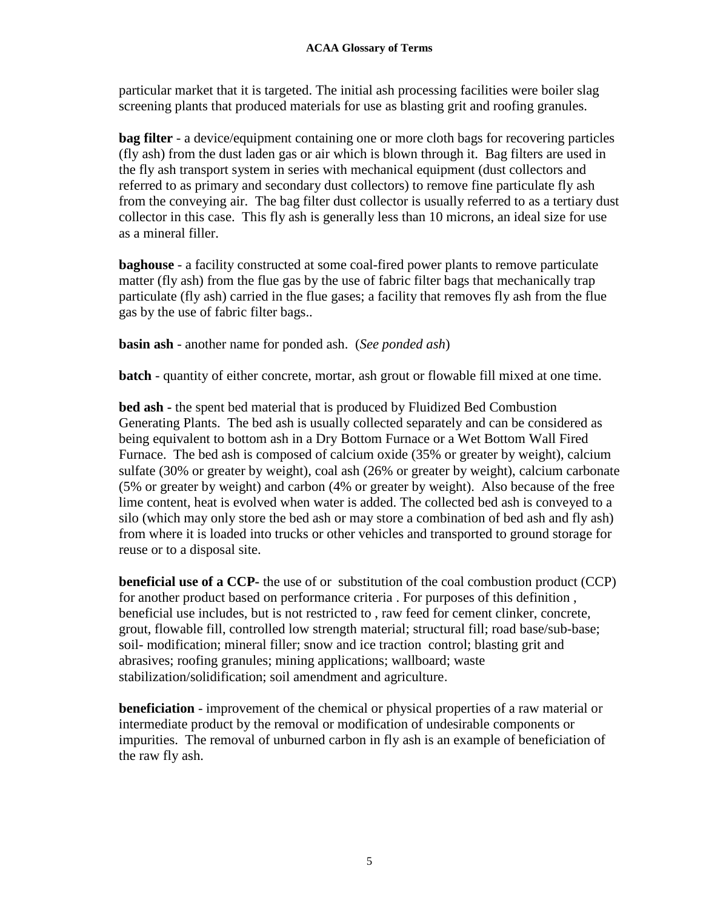particular market that it is targeted. The initial ash processing facilities were boiler slag screening plants that produced materials for use as blasting grit and roofing granules.

**bag filter** - a device/equipment containing one or more cloth bags for recovering particles (fly ash) from the dust laden gas or air which is blown through it. Bag filters are used in the fly ash transport system in series with mechanical equipment (dust collectors and referred to as primary and secondary dust collectors) to remove fine particulate fly ash from the conveying air. The bag filter dust collector is usually referred to as a tertiary dust collector in this case. This fly ash is generally less than 10 microns, an ideal size for use as a mineral filler.

**baghouse** - a facility constructed at some coal-fired power plants to remove particulate matter (fly ash) from the flue gas by the use of fabric filter bags that mechanically trap particulate (fly ash) carried in the flue gases; a facility that removes fly ash from the flue gas by the use of fabric filter bags..

**basin ash** - another name for ponded ash. (*See ponded ash*)

**batch** - quantity of either concrete, mortar, ash grout or flowable fill mixed at one time.

**bed ash -** the spent bed material that is produced by Fluidized Bed Combustion Generating Plants. The bed ash is usually collected separately and can be considered as being equivalent to bottom ash in a Dry Bottom Furnace or a Wet Bottom Wall Fired Furnace. The bed ash is composed of calcium oxide (35% or greater by weight), calcium sulfate (30% or greater by weight), coal ash (26% or greater by weight), calcium carbonate (5% or greater by weight) and carbon (4% or greater by weight). Also because of the free lime content, heat is evolved when water is added. The collected bed ash is conveyed to a silo (which may only store the bed ash or may store a combination of bed ash and fly ash) from where it is loaded into trucks or other vehicles and transported to ground storage for reuse or to a disposal site.

**beneficial use of a CCP-** the use of or substitution of the coal combustion product (CCP) for another product based on performance criteria . For purposes of this definition , beneficial use includes, but is not restricted to , raw feed for cement clinker, concrete, grout, flowable fill, controlled low strength material; structural fill; road base/sub-base; soil- modification; mineral filler; snow and ice traction control; blasting grit and abrasives; roofing granules; mining applications; wallboard; waste stabilization/solidification; soil amendment and agriculture.

**beneficiation** - improvement of the chemical or physical properties of a raw material or intermediate product by the removal or modification of undesirable components or impurities. The removal of unburned carbon in fly ash is an example of beneficiation of the raw fly ash.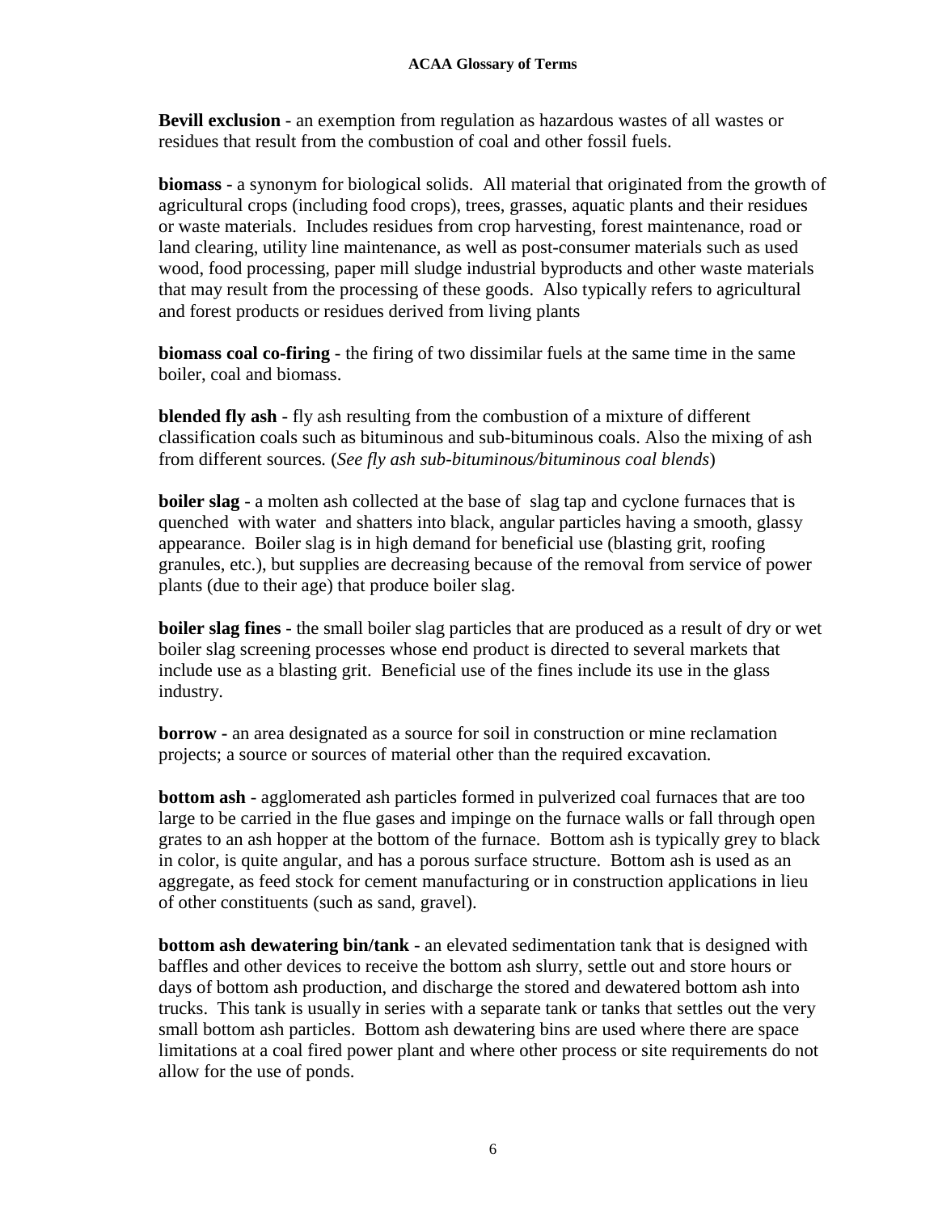**Bevill exclusion** - an exemption from regulation as hazardous wastes of all wastes or residues that result from the combustion of coal and other fossil fuels.

**biomass** - a synonym for biological solids. All material that originated from the growth of agricultural crops (including food crops), trees, grasses, aquatic plants and their residues or waste materials. Includes residues from crop harvesting, forest maintenance, road or land clearing, utility line maintenance, as well as post-consumer materials such as used wood, food processing, paper mill sludge industrial byproducts and other waste materials that may result from the processing of these goods. Also typically refers to agricultural and forest products or residues derived from living plants

**biomass coal co-firing** - the firing of two dissimilar fuels at the same time in the same boiler, coal and biomass.

**blended fly ash** - fly ash resulting from the combustion of a mixture of different classification coals such as bituminous and sub-bituminous coals. Also the mixing of ash from different sources. (*See fly ash sub-bituminous/bituminous coal blends*)

**boiler slag** - a molten ash collected at the base of slag tap and cyclone furnaces that is quenched with water and shatters into black, angular particles having a smooth, glassy appearance. Boiler slag is in high demand for beneficial use (blasting grit, roofing granules, etc.), but supplies are decreasing because of the removal from service of power plants (due to their age) that produce boiler slag.

**boiler slag fines** - the small boiler slag particles that are produced as a result of dry or wet boiler slag screening processes whose end product is directed to several markets that include use as a blasting grit. Beneficial use of the fines include its use in the glass industry.

**borrow** - an area designated as a source for soil in construction or mine reclamation projects; a source or sources of material other than the required excavation.

**bottom ash** - agglomerated ash particles formed in pulverized coal furnaces that are too large to be carried in the flue gases and impinge on the furnace walls or fall through open grates to an ash hopper at the bottom of the furnace. Bottom ash is typically grey to black in color, is quite angular, and has a porous surface structure. Bottom ash is used as an aggregate, as feed stock for cement manufacturing or in construction applications in lieu of other constituents (such as sand, gravel).

**bottom ash dewatering bin/tank** - an elevated sedimentation tank that is designed with baffles and other devices to receive the bottom ash slurry, settle out and store hours or days of bottom ash production, and discharge the stored and dewatered bottom ash into trucks. This tank is usually in series with a separate tank or tanks that settles out the very small bottom ash particles. Bottom ash dewatering bins are used where there are space limitations at a coal fired power plant and where other process or site requirements do not allow for the use of ponds.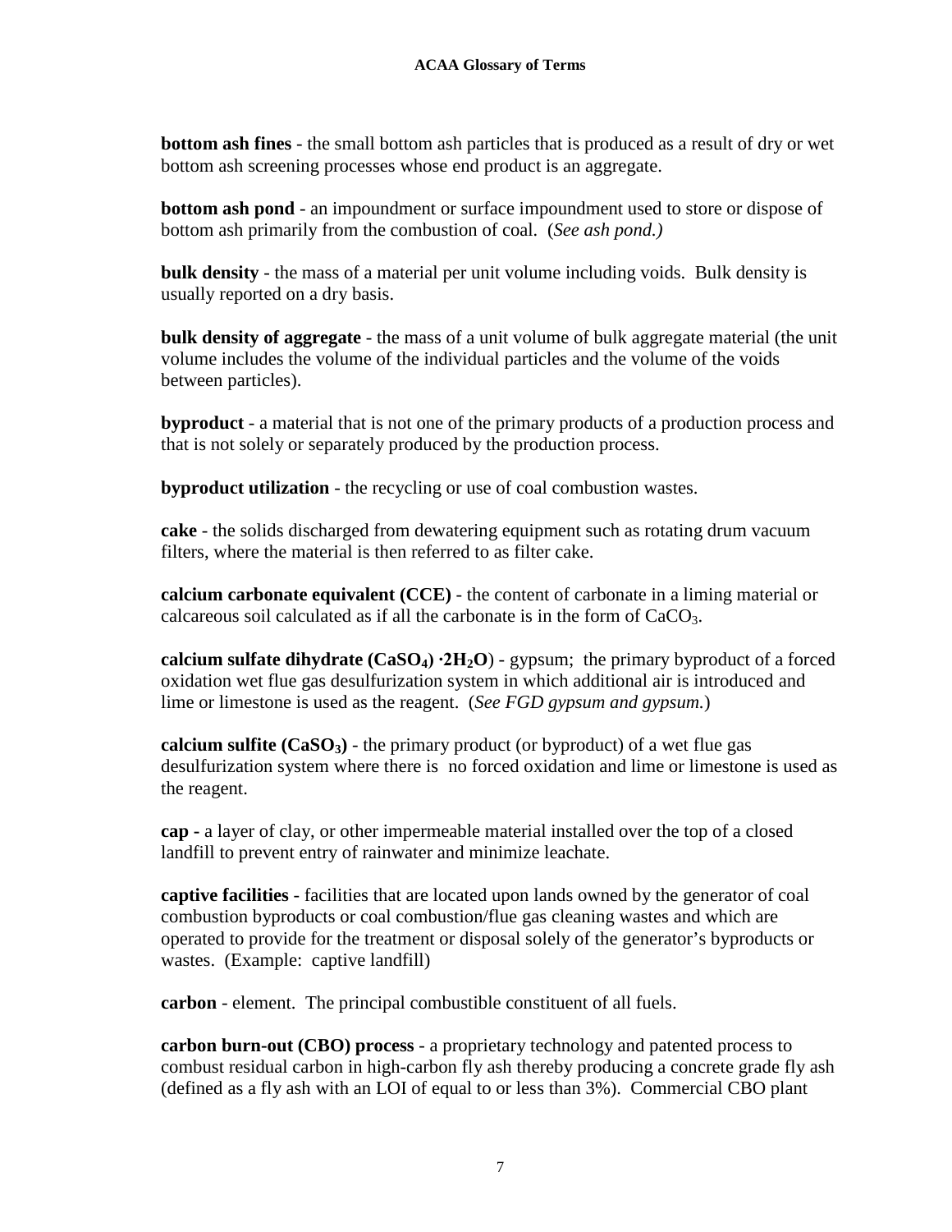**bottom ash fines** - the small bottom ash particles that is produced as a result of dry or wet bottom ash screening processes whose end product is an aggregate.

**bottom ash pond** - an impoundment or surface impoundment used to store or dispose of bottom ash primarily from the combustion of coal. (*See ash pond.)*

**bulk density** - the mass of a material per unit volume including voids. Bulk density is usually reported on a dry basis.

**bulk density of aggregate** - the mass of a unit volume of bulk aggregate material (the unit volume includes the volume of the individual particles and the volume of the voids between particles).

**byproduct** - a material that is not one of the primary products of a production process and that is not solely or separately produced by the production process.

**byproduct utilization** - the recycling or use of coal combustion wastes.

**cake** - the solids discharged from dewatering equipment such as rotating drum vacuum filters, where the material is then referred to as filter cake.

**calcium carbonate equivalent (CCE)** - the content of carbonate in a liming material or calcareous soil calculated as if all the carbonate is in the form of $CaCO_3$.

**calcium sulfate dihydrate ($CaSO_4$) $\cdot 2H_2O$**) - gypsum; the primary byproduct of a forced oxidation wet flue gas desulfurization system in which additional air is introduced and lime or limestone is used as the reagent. (*See FGD gypsum and gypsum.*)

**calcium sulfite ($CaSO_3$)** - the primary product (or byproduct) of a wet flue gas desulfurization system where there is no forced oxidation and lime or limestone is used as the reagent.

**cap -** a layer of clay, or other impermeable material installed over the top of a closed landfill to prevent entry of rainwater and minimize leachate.

**captive facilities** - facilities that are located upon lands owned by the generator of coal combustion byproducts or coal combustion/flue gas cleaning wastes and which are operated to provide for the treatment or disposal solely of the generator's byproducts or wastes. (Example: captive landfill)

**carbon** - element. The principal combustible constituent of all fuels.

**carbon burn-out (CBO) process** - a proprietary technology and patented process to combust residual carbon in high-carbon fly ash thereby producing a concrete grade fly ash (defined as a fly ash with an LOI of equal to or less than 3%). Commercial CBO plant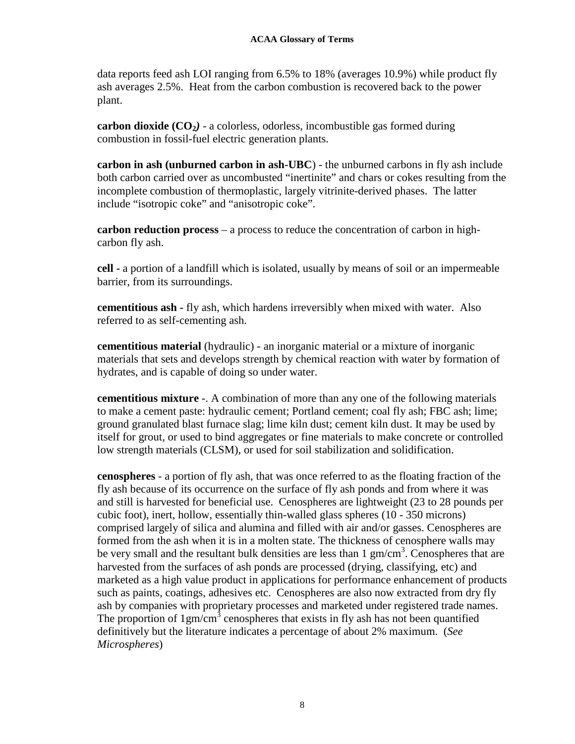data reports feed ash LOI ranging from 6.5% to 18% (averages 10.9%) while product fly ash averages 2.5%. Heat from the carbon combustion is recovered back to the power plant.

**carbon dioxide ($CO_2$)** - a colorless, odorless, incombustible gas formed during combustion in fossil-fuel electric generation plants.

**carbon in ash (unburned carbon in ash-UBC**) - the unburned carbons in fly ash include both carbon carried over as uncombusted "inertinite" and chars or cokes resulting from the incomplete combustion of thermoplastic, largely vitrinite-derived phases. The latter include "isotropic coke" and "anisotropic coke".

**carbon reduction process** – a process to reduce the concentration of carbon in high-carbon fly ash.

**cell -** a portion of a landfill which is isolated, usually by means of soil or an impermeable barrier, from its surroundings.

**cementitious ash -** fly ash, which hardens irreversibly when mixed with water. Also referred to as self-cementing ash.

**cementitious material** (hydraulic) - an inorganic material or a mixture of inorganic materials that sets and develops strength by chemical reaction with water by formation of hydrates, and is capable of doing so under water.

**cementitious mixture** -. A combination of more than any one of the following materials to make a cement paste: hydraulic cement; Portland cement; coal fly ash; FBC ash; lime; ground granulated blast furnace slag; lime kiln dust; cement kiln dust. It may be used by itself for grout, or used to bind aggregates or fine materials to make concrete or controlled low strength materials (CLSM), or used for soil stabilization and solidification.

**cenospheres** - a portion of fly ash, that was once referred to as the floating fraction of the fly ash because of its occurrence on the surface of fly ash ponds and from where it was and still is harvested for beneficial use. Cenospheres are lightweight (23 to 28 pounds per cubic foot), inert, hollow, essentially thin-walled glass spheres (10 - 350 microns) comprised largely of silica and alumina and filled with air and/or gasses. Cenospheres are formed from the ash when it is in a molten state. The thickness of cenosphere walls may be very small and the resultant bulk densities are less than 1 $gm/cm^3$. Cenospheres that are harvested from the surfaces of ash ponds are processed (drying, classifying, etc) and marketed as a high value product in applications for performance enhancement of products such as paints, coatings, adhesives etc. Cenospheres are also now extracted from dry fly ash by companies with proprietary processes and marketed under registered trade names. The proportion of $1gm/cm^3$ cenospheres that exists in fly ash has not been quantified definitively but the literature indicates a percentage of about 2% maximum. (*See Microspheres*)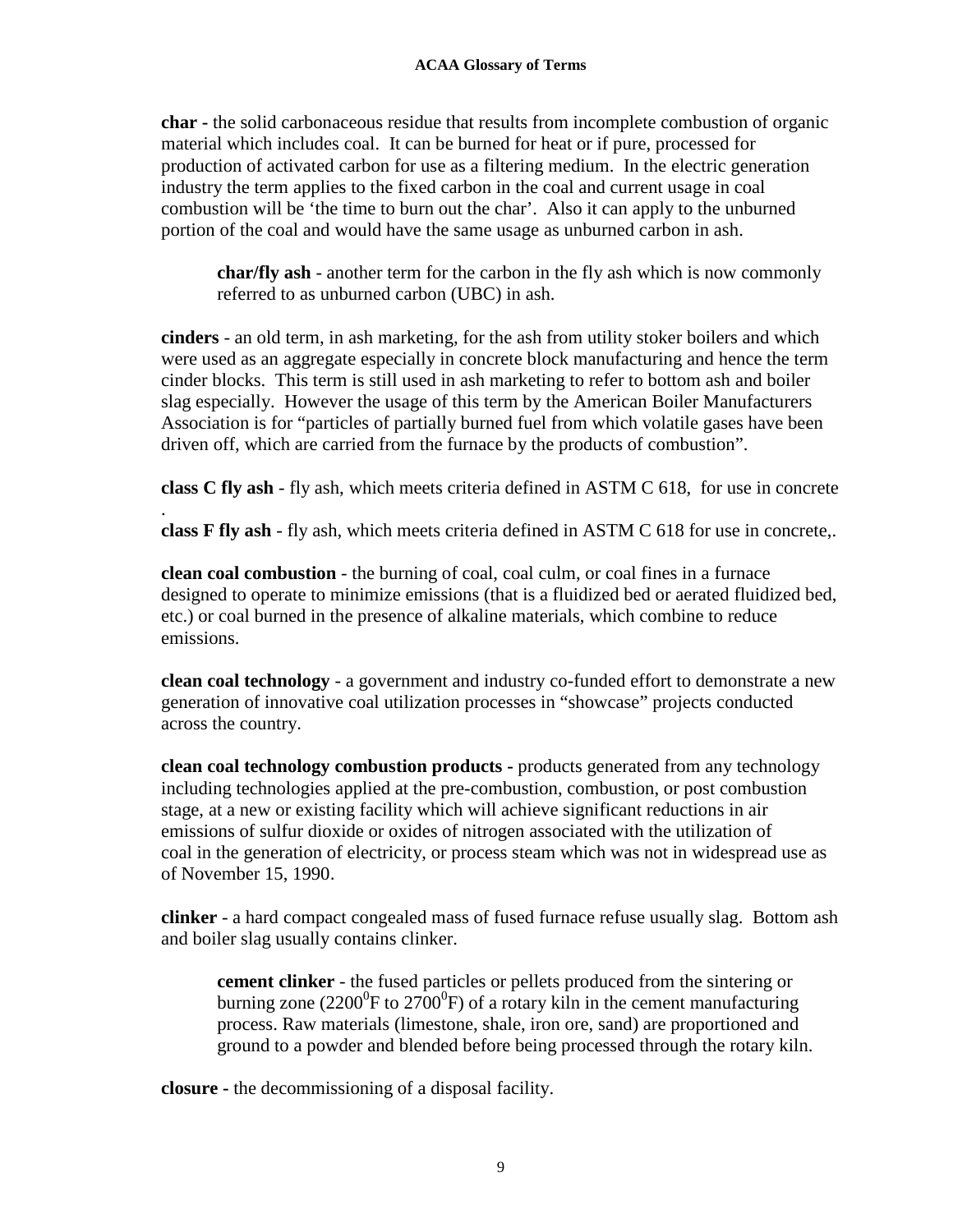**char -** the solid carbonaceous residue that results from incomplete combustion of organic material which includes coal. It can be burned for heat or if pure, processed for production of activated carbon for use as a filtering medium. In the electric generation industry the term applies to the fixed carbon in the coal and current usage in coal combustion will be 'the time to burn out the char'. Also it can apply to the unburned portion of the coal and would have the same usage as unburned carbon in ash.

> **char/fly ash** - another term for the carbon in the fly ash which is now commonly referred to as unburned carbon (UBC) in ash.

**cinders** - an old term, in ash marketing, for the ash from utility stoker boilers and which were used as an aggregate especially in concrete block manufacturing and hence the term cinder blocks. This term is still used in ash marketing to refer to bottom ash and boiler slag especially. However the usage of this term by the American Boiler Manufacturers Association is for "particles of partially burned fuel from which volatile gases have been driven off, which are carried from the furnace by the products of combustion".

**class C fly ash** - fly ash, which meets criteria defined in ASTM C 618, for use in concrete .

**class F fly ash** - fly ash, which meets criteria defined in ASTM C 618 for use in concrete,.

**clean coal combustion** - the burning of coal, coal culm, or coal fines in a furnace designed to operate to minimize emissions (that is a fluidized bed or aerated fluidized bed, etc.) or coal burned in the presence of alkaline materials, which combine to reduce emissions.

**clean coal technology** - a government and industry co-funded effort to demonstrate a new generation of innovative coal utilization processes in "showcase" projects conducted across the country.

**clean coal technology combustion products -** products generated from any technology including technologies applied at the pre-combustion, combustion, or post combustion stage, at a new or existing facility which will achieve significant reductions in air emissions of sulfur dioxide or oxides of nitrogen associated with the utilization of coal in the generation of electricity, or process steam which was not in widespread use as of November 15, 1990.

**clinker** - a hard compact congealed mass of fused furnace refuse usually slag. Bottom ash and boiler slag usually contains clinker.

> **cement clinker** - the fused particles or pellets produced from the sintering or burning zone ($2200^0$F to $2700^0$F) of a rotary kiln in the cement manufacturing process. Raw materials (limestone, shale, iron ore, sand) are proportioned and ground to a powder and blended before being processed through the rotary kiln.

**closure -** the decommissioning of a disposal facility.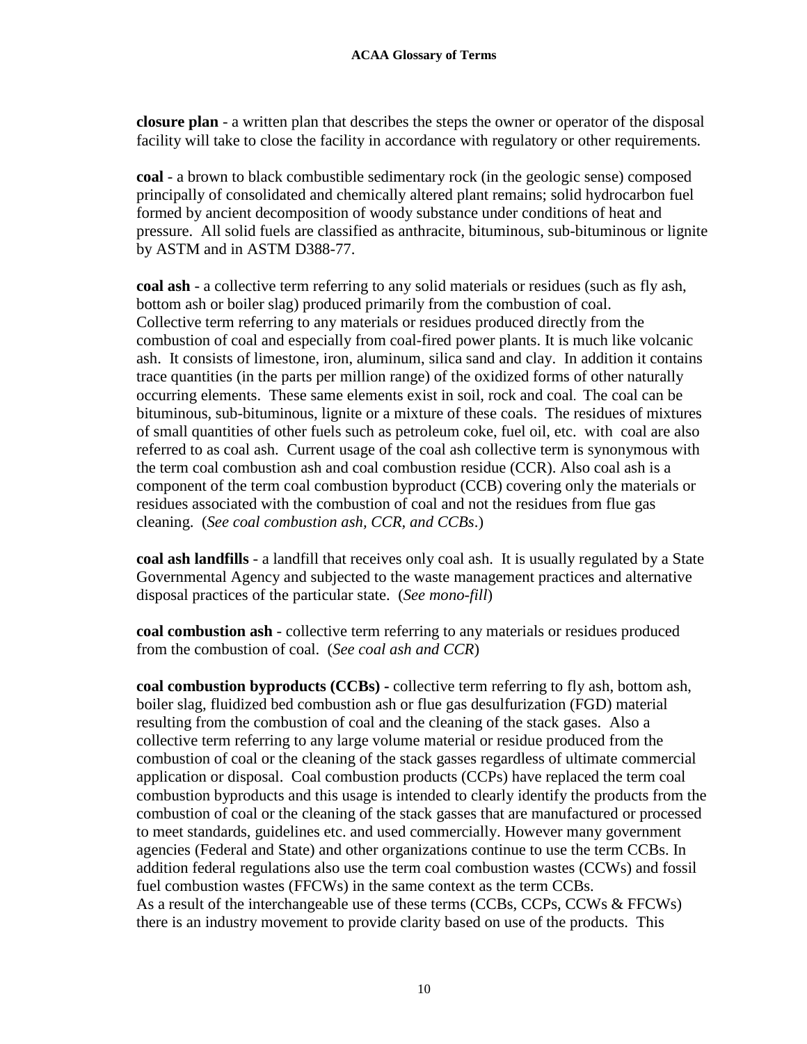**closure plan** - a written plan that describes the steps the owner or operator of the disposal facility will take to close the facility in accordance with regulatory or other requirements.

**coal** - a brown to black combustible sedimentary rock (in the geologic sense) composed principally of consolidated and chemically altered plant remains; solid hydrocarbon fuel formed by ancient decomposition of woody substance under conditions of heat and pressure. All solid fuels are classified as anthracite, bituminous, sub-bituminous or lignite by ASTM and in ASTM D388-77.

**coal ash** - a collective term referring to any solid materials or residues (such as fly ash, bottom ash or boiler slag) produced primarily from the combustion of coal. Collective term referring to any materials or residues produced directly from the combustion of coal and especially from coal-fired power plants. It is much like volcanic ash. It consists of limestone, iron, aluminum, silica sand and clay. In addition it contains trace quantities (in the parts per million range) of the oxidized forms of other naturally occurring elements. These same elements exist in soil, rock and coal. The coal can be bituminous, sub-bituminous, lignite or a mixture of these coals. The residues of mixtures of small quantities of other fuels such as petroleum coke, fuel oil, etc. with coal are also referred to as coal ash. Current usage of the coal ash collective term is synonymous with the term coal combustion ash and coal combustion residue (CCR). Also coal ash is a component of the term coal combustion byproduct (CCB) covering only the materials or residues associated with the combustion of coal and not the residues from flue gas cleaning. (*See coal combustion ash, CCR, and CCBs*.)

**coal ash landfills** - a landfill that receives only coal ash. It is usually regulated by a State Governmental Agency and subjected to the waste management practices and alternative disposal practices of the particular state. (*See mono-fill*)

**coal combustion ash** - collective term referring to any materials or residues produced from the combustion of coal. (*See coal ash and CCR*)

**coal combustion byproducts (CCBs) -** collective term referring to fly ash, bottom ash, boiler slag, fluidized bed combustion ash or flue gas desulfurization (FGD) material resulting from the combustion of coal and the cleaning of the stack gases. Also a collective term referring to any large volume material or residue produced from the combustion of coal or the cleaning of the stack gasses regardless of ultimate commercial application or disposal. Coal combustion products (CCPs) have replaced the term coal combustion byproducts and this usage is intended to clearly identify the products from the combustion of coal or the cleaning of the stack gasses that are manufactured or processed to meet standards, guidelines etc. and used commercially. However many government agencies (Federal and State) and other organizations continue to use the term CCBs. In addition federal regulations also use the term coal combustion wastes (CCWs) and fossil fuel combustion wastes (FFCWs) in the same context as the term CCBs.
As a result of the interchangeable use of these terms (CCBs, CCPs, CCWs & FFCWs) there is an industry movement to provide clarity based on use of the products. This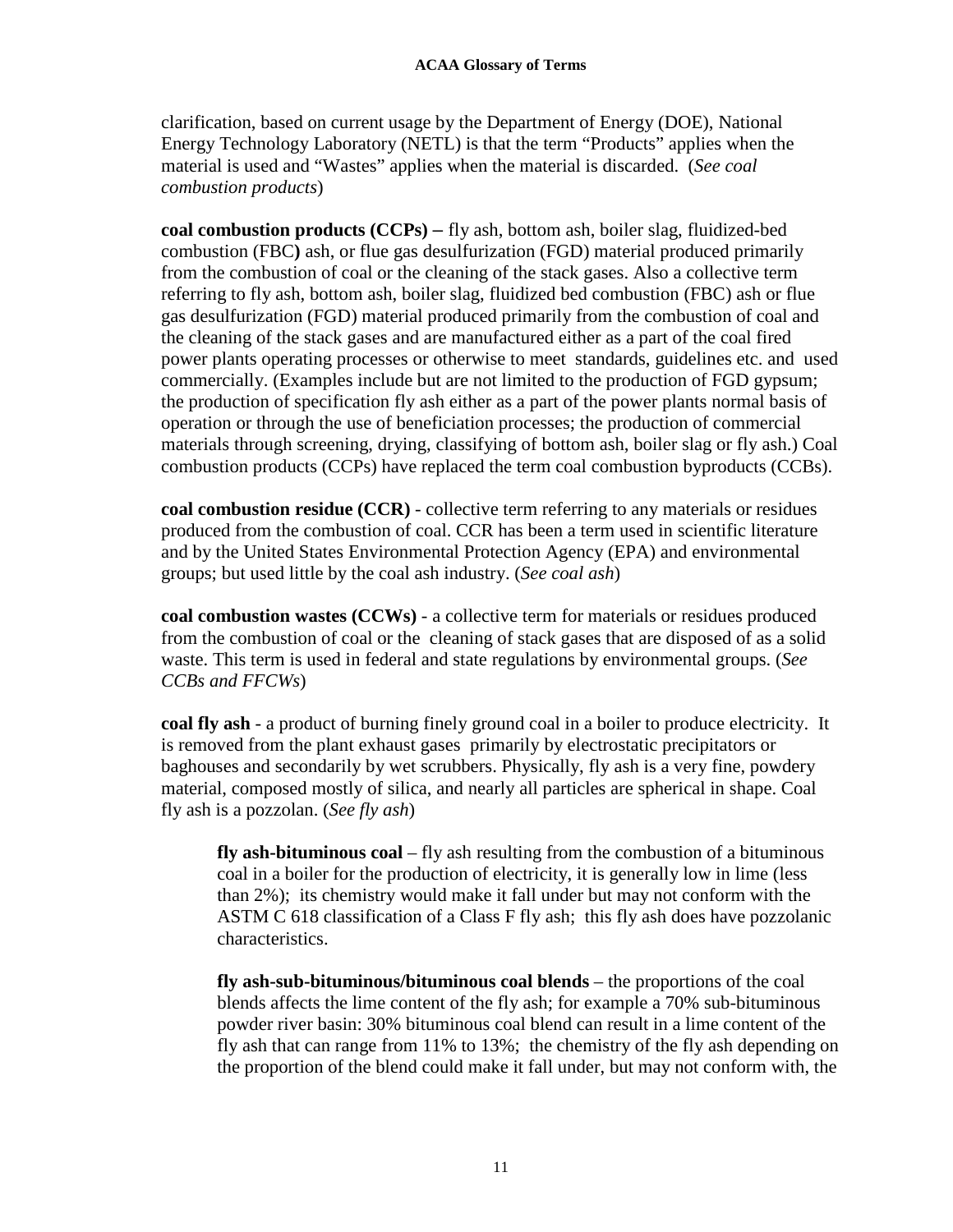clarification, based on current usage by the Department of Energy (DOE), National Energy Technology Laboratory (NETL) is that the term "Products" applies when the material is used and "Wastes" applies when the material is discarded. (*See coal combustion products*)

**coal combustion products (CCPs)** – fly ash, bottom ash, boiler slag, fluidized-bed combustion (FBC**)** ash, or flue gas desulfurization (FGD) material produced primarily from the combustion of coal or the cleaning of the stack gases. Also a collective term referring to fly ash, bottom ash, boiler slag, fluidized bed combustion (FBC) ash or flue gas desulfurization (FGD) material produced primarily from the combustion of coal and the cleaning of the stack gases and are manufactured either as a part of the coal fired power plants operating processes or otherwise to meet standards, guidelines etc. and used commercially. (Examples include but are not limited to the production of FGD gypsum; the production of specification fly ash either as a part of the power plants normal basis of operation or through the use of beneficiation processes; the production of commercial materials through screening, drying, classifying of bottom ash, boiler slag or fly ash.) Coal combustion products (CCPs) have replaced the term coal combustion byproducts (CCBs).

**coal combustion residue (CCR)** - collective term referring to any materials or residues produced from the combustion of coal. CCR has been a term used in scientific literature and by the United States Environmental Protection Agency (EPA) and environmental groups; but used little by the coal ash industry. (*See coal ash*)

**coal combustion wastes (CCWs)** - a collective term for materials or residues produced from the combustion of coal or the cleaning of stack gases that are disposed of as a solid waste. This term is used in federal and state regulations by environmental groups. (*See CCBs and FFCWs*)

**coal fly ash** - a product of burning finely ground coal in a boiler to produce electricity. It is removed from the plant exhaust gases primarily by electrostatic precipitators or baghouses and secondarily by wet scrubbers. Physically, fly ash is a very fine, powdery material, composed mostly of silica, and nearly all particles are spherical in shape. Coal fly ash is a pozzolan. (*See fly ash*)

> **fly ash-bituminous coal** – fly ash resulting from the combustion of a bituminous coal in a boiler for the production of electricity, it is generally low in lime (less than 2%); its chemistry would make it fall under but may not conform with the ASTM C 618 classification of a Class F fly ash; this fly ash does have pozzolanic characteristics.
>
> **fly ash-sub-bituminous/bituminous coal blends** – the proportions of the coal blends affects the lime content of the fly ash; for example a 70% sub-bituminous powder river basin: 30% bituminous coal blend can result in a lime content of the fly ash that can range from 11% to 13%; the chemistry of the fly ash depending on the proportion of the blend could make it fall under, but may not conform with, the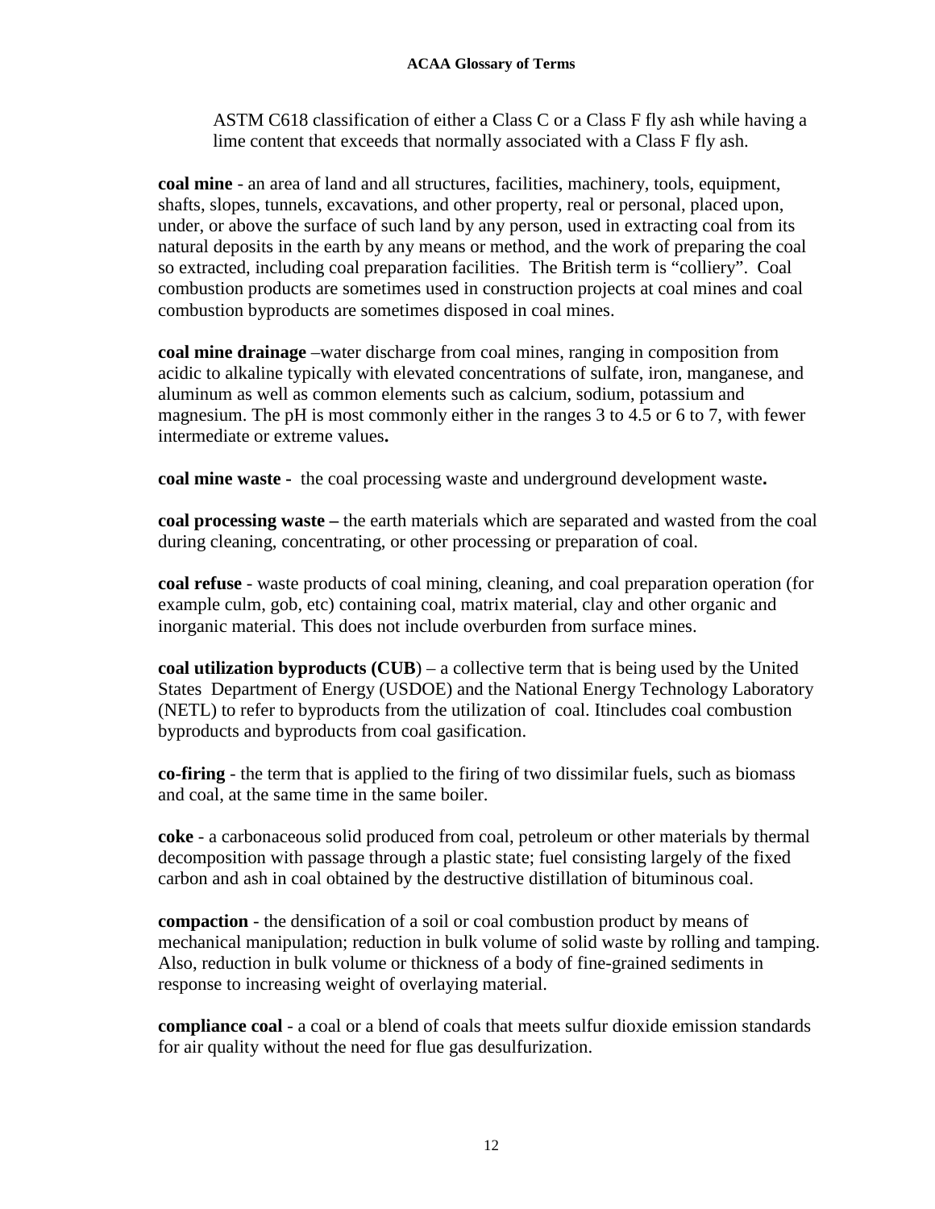ASTM C618 classification of either a Class C or a Class F fly ash while having a lime content that exceeds that normally associated with a Class F fly ash.

**coal mine** - an area of land and all structures, facilities, machinery, tools, equipment, shafts, slopes, tunnels, excavations, and other property, real or personal, placed upon, under, or above the surface of such land by any person, used in extracting coal from its natural deposits in the earth by any means or method, and the work of preparing the coal so extracted, including coal preparation facilities. The British term is "colliery". Coal combustion products are sometimes used in construction projects at coal mines and coal combustion byproducts are sometimes disposed in coal mines.

**coal mine drainage** –water discharge from coal mines, ranging in composition from acidic to alkaline typically with elevated concentrations of sulfate, iron, manganese, and aluminum as well as common elements such as calcium, sodium, potassium and magnesium. The pH is most commonly either in the ranges 3 to 4.5 or 6 to 7, with fewer intermediate or extreme values**.**

**coal mine waste -** the coal processing waste and underground development waste**.**

**coal processing waste –** the earth materials which are separated and wasted from the coal during cleaning, concentrating, or other processing or preparation of coal.

**coal refuse** - waste products of coal mining, cleaning, and coal preparation operation (for example culm, gob, etc) containing coal, matrix material, clay and other organic and inorganic material. This does not include overburden from surface mines.

**coal utilization byproducts (CUB**) – a collective term that is being used by the United States Department of Energy (USDOE) and the National Energy Technology Laboratory (NETL) to refer to byproducts from the utilization of coal. Itincludes coal combustion byproducts and byproducts from coal gasification.

**co-firing** - the term that is applied to the firing of two dissimilar fuels, such as biomass and coal, at the same time in the same boiler.

**coke** - a carbonaceous solid produced from coal, petroleum or other materials by thermal decomposition with passage through a plastic state; fuel consisting largely of the fixed carbon and ash in coal obtained by the destructive distillation of bituminous coal.

**compaction** - the densification of a soil or coal combustion product by means of mechanical manipulation; reduction in bulk volume of solid waste by rolling and tamping. Also, reduction in bulk volume or thickness of a body of fine-grained sediments in response to increasing weight of overlaying material.

**compliance coal** - a coal or a blend of coals that meets sulfur dioxide emission standards for air quality without the need for flue gas desulfurization.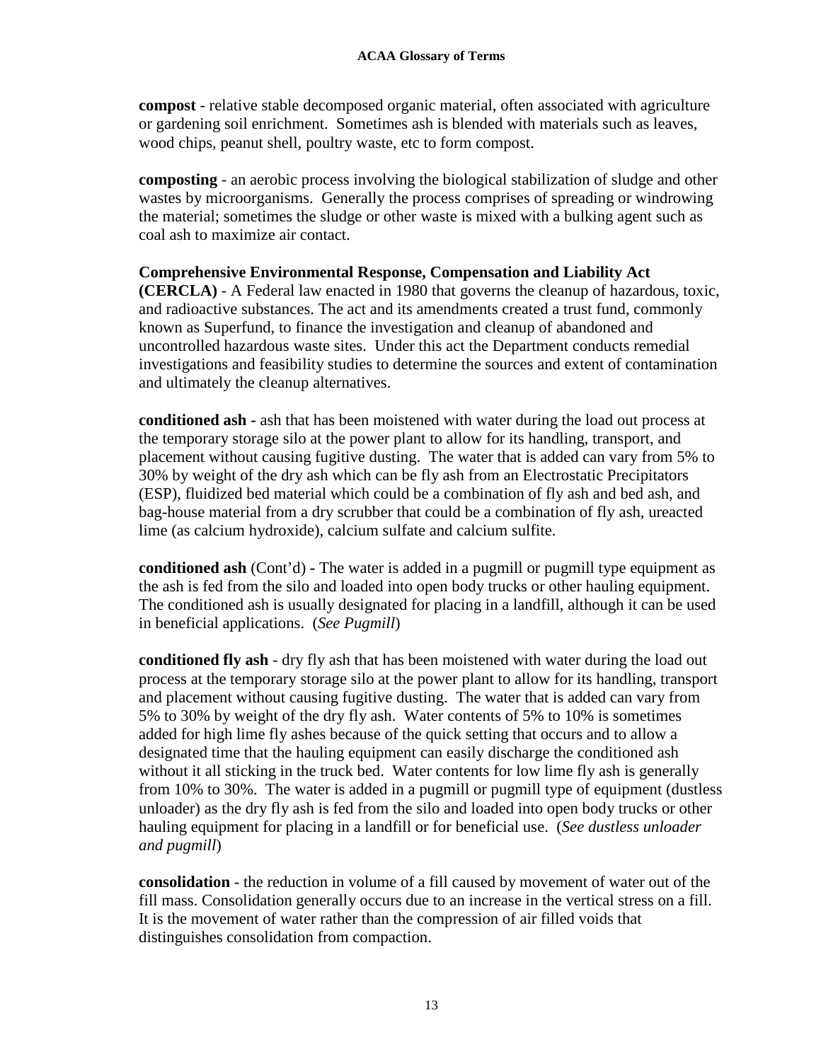**compost** - relative stable decomposed organic material, often associated with agriculture or gardening soil enrichment. Sometimes ash is blended with materials such as leaves, wood chips, peanut shell, poultry waste, etc to form compost.

**composting** - an aerobic process involving the biological stabilization of sludge and other wastes by microorganisms. Generally the process comprises of spreading or windrowing the material; sometimes the sludge or other waste is mixed with a bulking agent such as coal ash to maximize air contact.

**Comprehensive Environmental Response, Compensation and Liability Act (CERCLA)** - A Federal law enacted in 1980 that governs the cleanup of hazardous, toxic, and radioactive substances. The act and its amendments created a trust fund, commonly known as Superfund, to finance the investigation and cleanup of abandoned and uncontrolled hazardous waste sites. Under this act the Department conducts remedial investigations and feasibility studies to determine the sources and extent of contamination and ultimately the cleanup alternatives.

**conditioned ash -** ash that has been moistened with water during the load out process at the temporary storage silo at the power plant to allow for its handling, transport, and placement without causing fugitive dusting. The water that is added can vary from 5% to 30% by weight of the dry ash which can be fly ash from an Electrostatic Precipitators (ESP), fluidized bed material which could be a combination of fly ash and bed ash, and bag-house material from a dry scrubber that could be a combination of fly ash, ureacted lime (as calcium hydroxide), calcium sulfate and calcium sulfite.

**conditioned ash** (Cont'd) **-** The water is added in a pugmill or pugmill type equipment as the ash is fed from the silo and loaded into open body trucks or other hauling equipment. The conditioned ash is usually designated for placing in a landfill, although it can be used in beneficial applications. (*See Pugmill*)

**conditioned fly ash** - dry fly ash that has been moistened with water during the load out process at the temporary storage silo at the power plant to allow for its handling, transport and placement without causing fugitive dusting. The water that is added can vary from 5% to 30% by weight of the dry fly ash. Water contents of 5% to 10% is sometimes added for high lime fly ashes because of the quick setting that occurs and to allow a designated time that the hauling equipment can easily discharge the conditioned ash without it all sticking in the truck bed. Water contents for low lime fly ash is generally from 10% to 30%. The water is added in a pugmill or pugmill type of equipment (dustless unloader) as the dry fly ash is fed from the silo and loaded into open body trucks or other hauling equipment for placing in a landfill or for beneficial use. (*See dustless unloader and pugmill*)

**consolidation** - the reduction in volume of a fill caused by movement of water out of the fill mass. Consolidation generally occurs due to an increase in the vertical stress on a fill. It is the movement of water rather than the compression of air filled voids that distinguishes consolidation from compaction.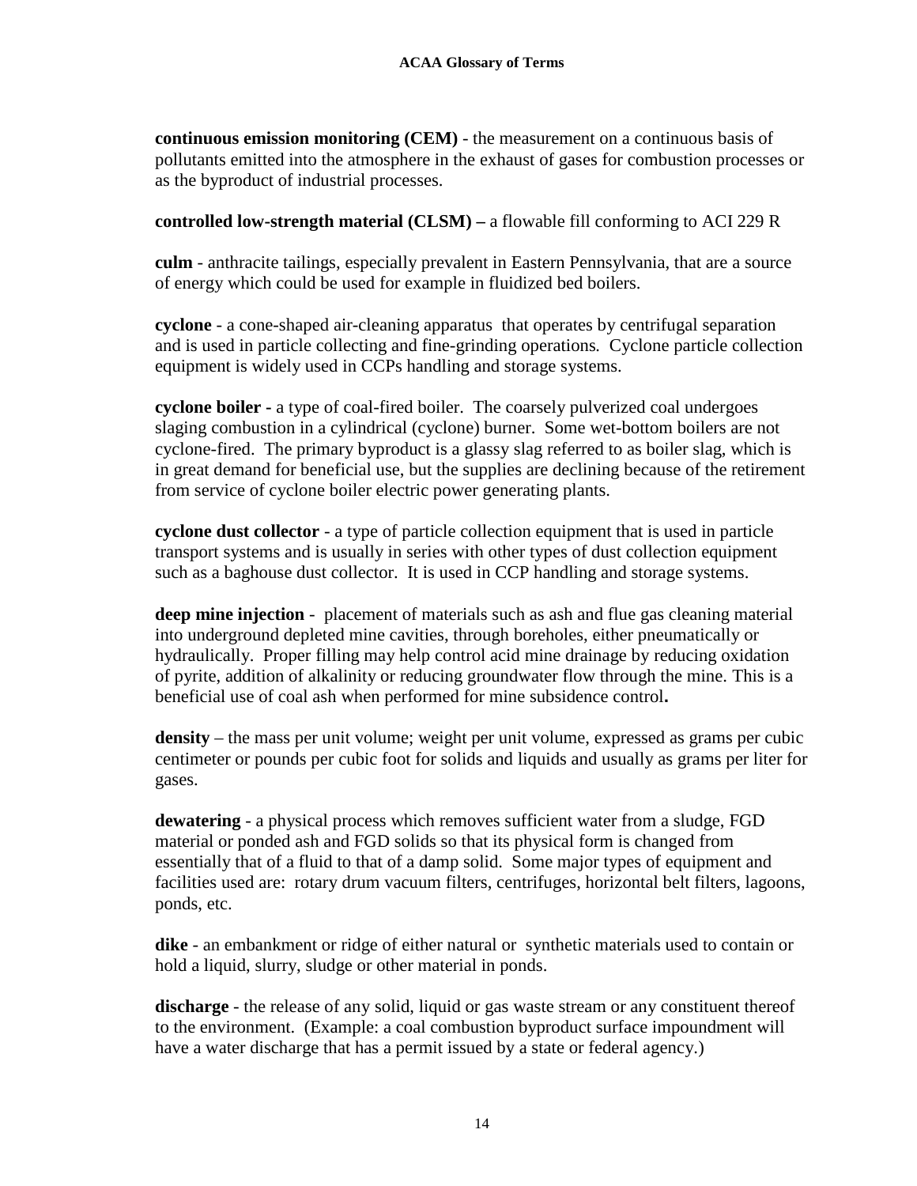**continuous emission monitoring (CEM)** - the measurement on a continuous basis of pollutants emitted into the atmosphere in the exhaust of gases for combustion processes or as the byproduct of industrial processes.

**controlled low-strength material (CLSM) –** a flowable fill conforming to ACI 229 R

**culm** - anthracite tailings, especially prevalent in Eastern Pennsylvania, that are a source of energy which could be used for example in fluidized bed boilers.

**cyclone** - a cone-shaped air-cleaning apparatus that operates by centrifugal separation and is used in particle collecting and fine-grinding operations. Cyclone particle collection equipment is widely used in CCPs handling and storage systems.

**cyclone boiler -** a type of coal-fired boiler. The coarsely pulverized coal undergoes slaging combustion in a cylindrical (cyclone) burner. Some wet-bottom boilers are not cyclone-fired. The primary byproduct is a glassy slag referred to as boiler slag, which is in great demand for beneficial use, but the supplies are declining because of the retirement from service of cyclone boiler electric power generating plants.

**cyclone dust collector** - a type of particle collection equipment that is used in particle transport systems and is usually in series with other types of dust collection equipment such as a baghouse dust collector. It is used in CCP handling and storage systems.

**deep mine injection** - placement of materials such as ash and flue gas cleaning material into underground depleted mine cavities, through boreholes, either pneumatically or hydraulically. Proper filling may help control acid mine drainage by reducing oxidation of pyrite, addition of alkalinity or reducing groundwater flow through the mine. This is a beneficial use of coal ash when performed for mine subsidence control**.**

**density** – the mass per unit volume; weight per unit volume, expressed as grams per cubic centimeter or pounds per cubic foot for solids and liquids and usually as grams per liter for gases.

**dewatering** - a physical process which removes sufficient water from a sludge, FGD material or ponded ash and FGD solids so that its physical form is changed from essentially that of a fluid to that of a damp solid. Some major types of equipment and facilities used are: rotary drum vacuum filters, centrifuges, horizontal belt filters, lagoons, ponds, etc.

**dike** - an embankment or ridge of either natural or synthetic materials used to contain or hold a liquid, slurry, sludge or other material in ponds.

**discharge** - the release of any solid, liquid or gas waste stream or any constituent thereof to the environment. (Example: a coal combustion byproduct surface impoundment will have a water discharge that has a permit issued by a state or federal agency.)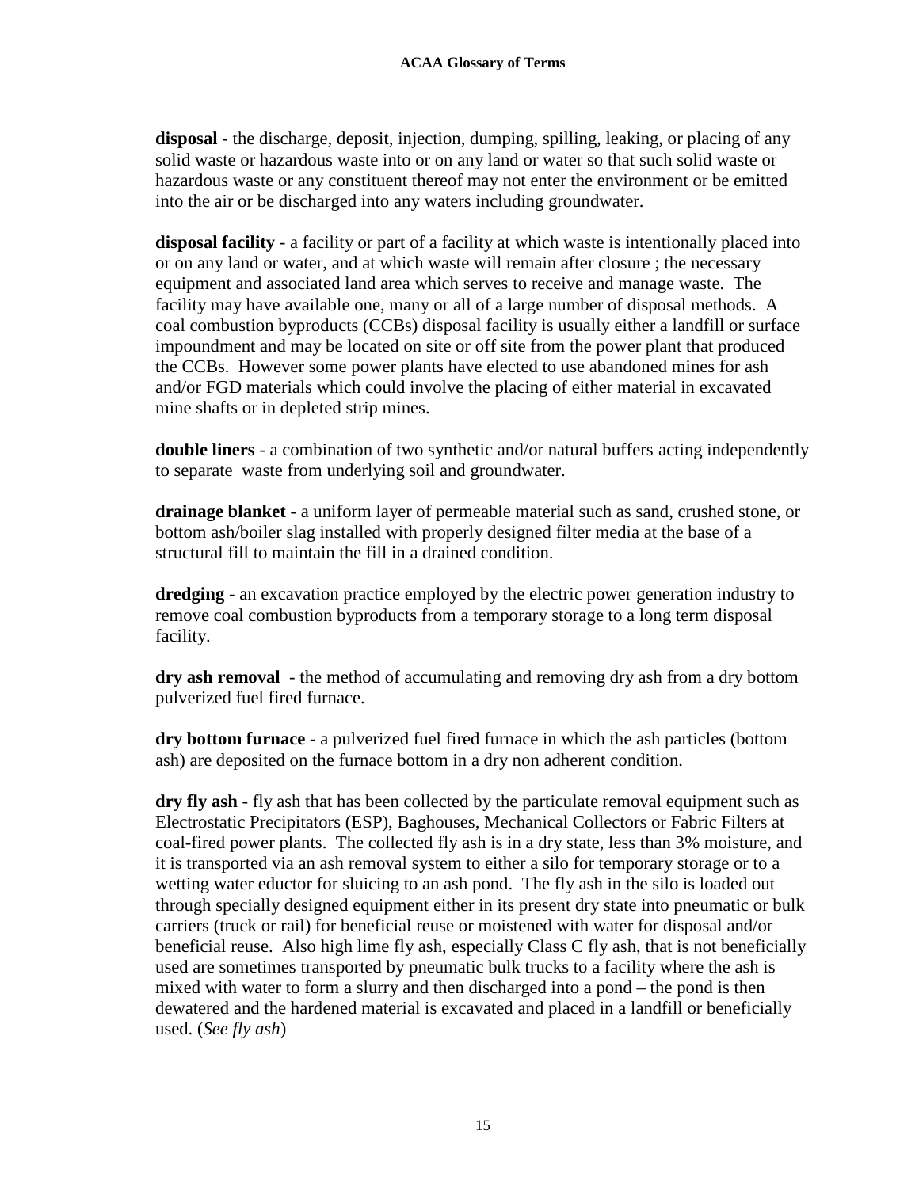**disposal** - the discharge, deposit, injection, dumping, spilling, leaking, or placing of any solid waste or hazardous waste into or on any land or water so that such solid waste or hazardous waste or any constituent thereof may not enter the environment or be emitted into the air or be discharged into any waters including groundwater.

**disposal facility** - a facility or part of a facility at which waste is intentionally placed into or on any land or water, and at which waste will remain after closure ; the necessary equipment and associated land area which serves to receive and manage waste. The facility may have available one, many or all of a large number of disposal methods. A coal combustion byproducts (CCBs) disposal facility is usually either a landfill or surface impoundment and may be located on site or off site from the power plant that produced the CCBs. However some power plants have elected to use abandoned mines for ash and/or FGD materials which could involve the placing of either material in excavated mine shafts or in depleted strip mines.

**double liners** - a combination of two synthetic and/or natural buffers acting independently to separate waste from underlying soil and groundwater.

**drainage blanket** - a uniform layer of permeable material such as sand, crushed stone, or bottom ash/boiler slag installed with properly designed filter media at the base of a structural fill to maintain the fill in a drained condition.

**dredging** - an excavation practice employed by the electric power generation industry to remove coal combustion byproducts from a temporary storage to a long term disposal facility.

**dry ash removal** - the method of accumulating and removing dry ash from a dry bottom pulverized fuel fired furnace.

**dry bottom furnace** - a pulverized fuel fired furnace in which the ash particles (bottom ash) are deposited on the furnace bottom in a dry non adherent condition.

**dry fly ash** - fly ash that has been collected by the particulate removal equipment such as Electrostatic Precipitators (ESP), Baghouses, Mechanical Collectors or Fabric Filters at coal-fired power plants. The collected fly ash is in a dry state, less than 3% moisture, and it is transported via an ash removal system to either a silo for temporary storage or to a wetting water eductor for sluicing to an ash pond. The fly ash in the silo is loaded out through specially designed equipment either in its present dry state into pneumatic or bulk carriers (truck or rail) for beneficial reuse or moistened with water for disposal and/or beneficial reuse. Also high lime fly ash, especially Class C fly ash, that is not beneficially used are sometimes transported by pneumatic bulk trucks to a facility where the ash is mixed with water to form a slurry and then discharged into a pond – the pond is then dewatered and the hardened material is excavated and placed in a landfill or beneficially used. (*See fly ash*)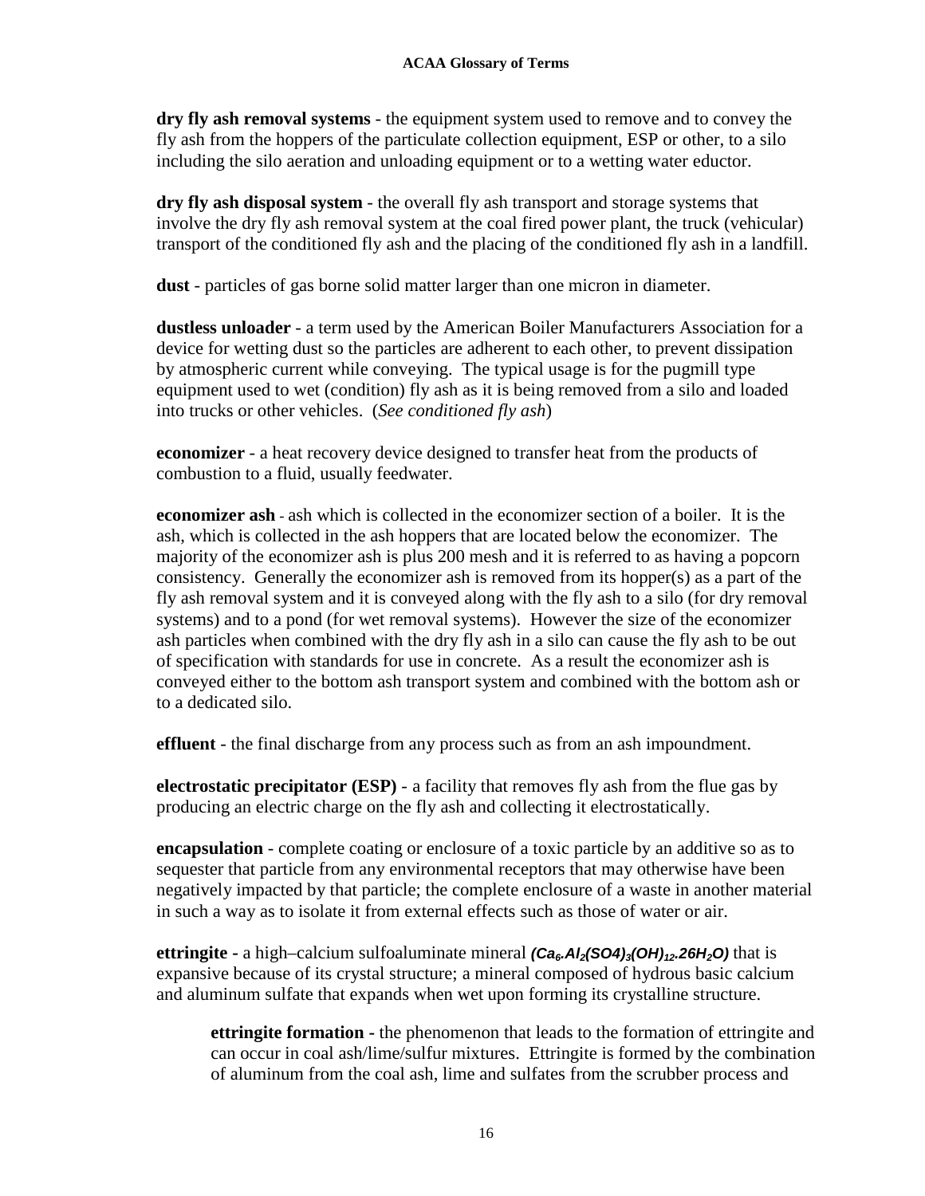**dry fly ash removal systems** - the equipment system used to remove and to convey the fly ash from the hoppers of the particulate collection equipment, ESP or other, to a silo including the silo aeration and unloading equipment or to a wetting water eductor.

**dry fly ash disposal system** - the overall fly ash transport and storage systems that involve the dry fly ash removal system at the coal fired power plant, the truck (vehicular) transport of the conditioned fly ash and the placing of the conditioned fly ash in a landfill.

**dust** - particles of gas borne solid matter larger than one micron in diameter.

**dustless unloader** - a term used by the American Boiler Manufacturers Association for a device for wetting dust so the particles are adherent to each other, to prevent dissipation by atmospheric current while conveying. The typical usage is for the pugmill type equipment used to wet (condition) fly ash as it is being removed from a silo and loaded into trucks or other vehicles. (*See conditioned fly ash*)

**economizer** - a heat recovery device designed to transfer heat from the products of combustion to a fluid, usually feedwater.

**economizer ash** - ash which is collected in the economizer section of a boiler. It is the ash, which is collected in the ash hoppers that are located below the economizer. The majority of the economizer ash is plus 200 mesh and it is referred to as having a popcorn consistency. Generally the economizer ash is removed from its hopper(s) as a part of the fly ash removal system and it is conveyed along with the fly ash to a silo (for dry removal systems) and to a pond (for wet removal systems). However the size of the economizer ash particles when combined with the dry fly ash in a silo can cause the fly ash to be out of specification with standards for use in concrete. As a result the economizer ash is conveyed either to the bottom ash transport system and combined with the bottom ash or to a dedicated silo.

**effluent** - the final discharge from any process such as from an ash impoundment.

**electrostatic precipitator (ESP)** - a facility that removes fly ash from the flue gas by producing an electric charge on the fly ash and collecting it electrostatically.

**encapsulation** - complete coating or enclosure of a toxic particle by an additive so as to sequester that particle from any environmental receptors that may otherwise have been negatively impacted by that particle; the complete enclosure of a waste in another material in such a way as to isolate it from external effects such as those of water or air.

**ettringite -** a high–calcium sulfoaluminate mineral $(Ca_6.Al_2(SO4)_3(OH)_{12}.26H_2O)$ that is expansive because of its crystal structure; a mineral composed of hydrous basic calcium and aluminum sulfate that expands when wet upon forming its crystalline structure.

> **ettringite formation -** the phenomenon that leads to the formation of ettringite and can occur in coal ash/lime/sulfur mixtures. Ettringite is formed by the combination of aluminum from the coal ash, lime and sulfates from the scrubber process and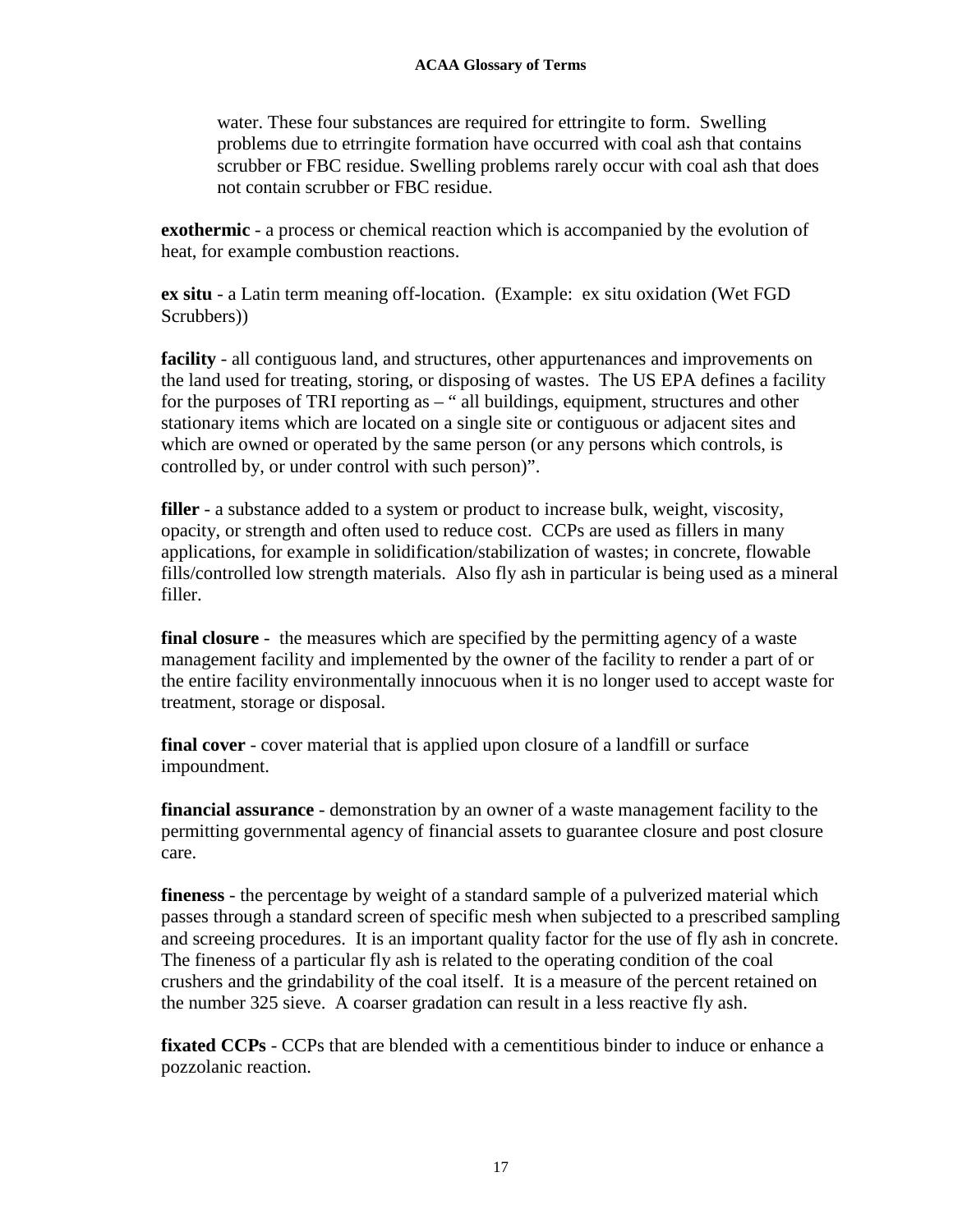water. These four substances are required for ettringite to form. Swelling problems due to etrringite formation have occurred with coal ash that contains scrubber or FBC residue. Swelling problems rarely occur with coal ash that does not contain scrubber or FBC residue.

**exothermic** - a process or chemical reaction which is accompanied by the evolution of heat, for example combustion reactions.

**ex situ** - a Latin term meaning off-location. (Example: ex situ oxidation (Wet FGD Scrubbers))

**facility** - all contiguous land, and structures, other appurtenances and improvements on the land used for treating, storing, or disposing of wastes. The US EPA defines a facility for the purposes of TRI reporting as – " all buildings, equipment, structures and other stationary items which are located on a single site or contiguous or adjacent sites and which are owned or operated by the same person (or any persons which controls, is controlled by, or under control with such person)".

**filler** - a substance added to a system or product to increase bulk, weight, viscosity, opacity, or strength and often used to reduce cost. CCPs are used as fillers in many applications, for example in solidification/stabilization of wastes; in concrete, flowable fills/controlled low strength materials. Also fly ash in particular is being used as a mineral filler.

**final closure** - the measures which are specified by the permitting agency of a waste management facility and implemented by the owner of the facility to render a part of or the entire facility environmentally innocuous when it is no longer used to accept waste for treatment, storage or disposal.

**final cover** - cover material that is applied upon closure of a landfill or surface impoundment.

**financial assurance** - demonstration by an owner of a waste management facility to the permitting governmental agency of financial assets to guarantee closure and post closure care.

**fineness** - the percentage by weight of a standard sample of a pulverized material which passes through a standard screen of specific mesh when subjected to a prescribed sampling and screeing procedures. It is an important quality factor for the use of fly ash in concrete. The fineness of a particular fly ash is related to the operating condition of the coal crushers and the grindability of the coal itself. It is a measure of the percent retained on the number 325 sieve. A coarser gradation can result in a less reactive fly ash.

**fixated CCPs** - CCPs that are blended with a cementitious binder to induce or enhance a pozzolanic reaction.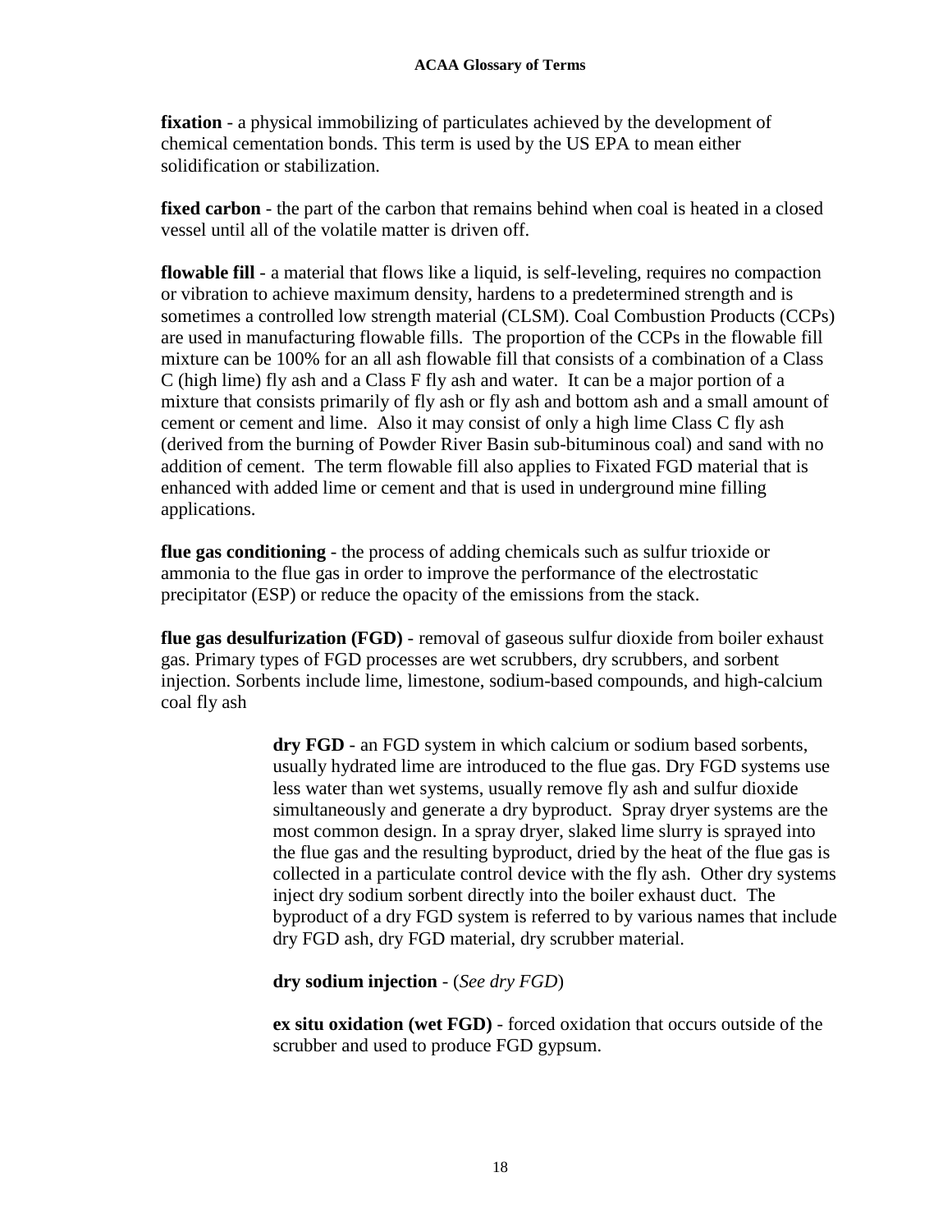**fixation** - a physical immobilizing of particulates achieved by the development of chemical cementation bonds. This term is used by the US EPA to mean either solidification or stabilization.

**fixed carbon** - the part of the carbon that remains behind when coal is heated in a closed vessel until all of the volatile matter is driven off.

**flowable fill** - a material that flows like a liquid, is self-leveling, requires no compaction or vibration to achieve maximum density, hardens to a predetermined strength and is sometimes a controlled low strength material (CLSM). Coal Combustion Products (CCPs) are used in manufacturing flowable fills. The proportion of the CCPs in the flowable fill mixture can be 100% for an all ash flowable fill that consists of a combination of a Class C (high lime) fly ash and a Class F fly ash and water. It can be a major portion of a mixture that consists primarily of fly ash or fly ash and bottom ash and a small amount of cement or cement and lime. Also it may consist of only a high lime Class C fly ash (derived from the burning of Powder River Basin sub-bituminous coal) and sand with no addition of cement. The term flowable fill also applies to Fixated FGD material that is enhanced with added lime or cement and that is used in underground mine filling applications.

**flue gas conditioning** - the process of adding chemicals such as sulfur trioxide or ammonia to the flue gas in order to improve the performance of the electrostatic precipitator (ESP) or reduce the opacity of the emissions from the stack.

**flue gas desulfurization (FGD)** - removal of gaseous sulfur dioxide from boiler exhaust gas. Primary types of FGD processes are wet scrubbers, dry scrubbers, and sorbent injection. Sorbents include lime, limestone, sodium-based compounds, and high-calcium coal fly ash

> **dry FGD** - an FGD system in which calcium or sodium based sorbents, usually hydrated lime are introduced to the flue gas. Dry FGD systems use less water than wet systems, usually remove fly ash and sulfur dioxide simultaneously and generate a dry byproduct. Spray dryer systems are the most common design. In a spray dryer, slaked lime slurry is sprayed into the flue gas and the resulting byproduct, dried by the heat of the flue gas is collected in a particulate control device with the fly ash. Other dry systems inject dry sodium sorbent directly into the boiler exhaust duct. The byproduct of a dry FGD system is referred to by various names that include dry FGD ash, dry FGD material, dry scrubber material.
>
> **dry sodium injection** - (*See dry FGD*)
>
> **ex situ oxidation (wet FGD)** - forced oxidation that occurs outside of the scrubber and used to produce FGD gypsum.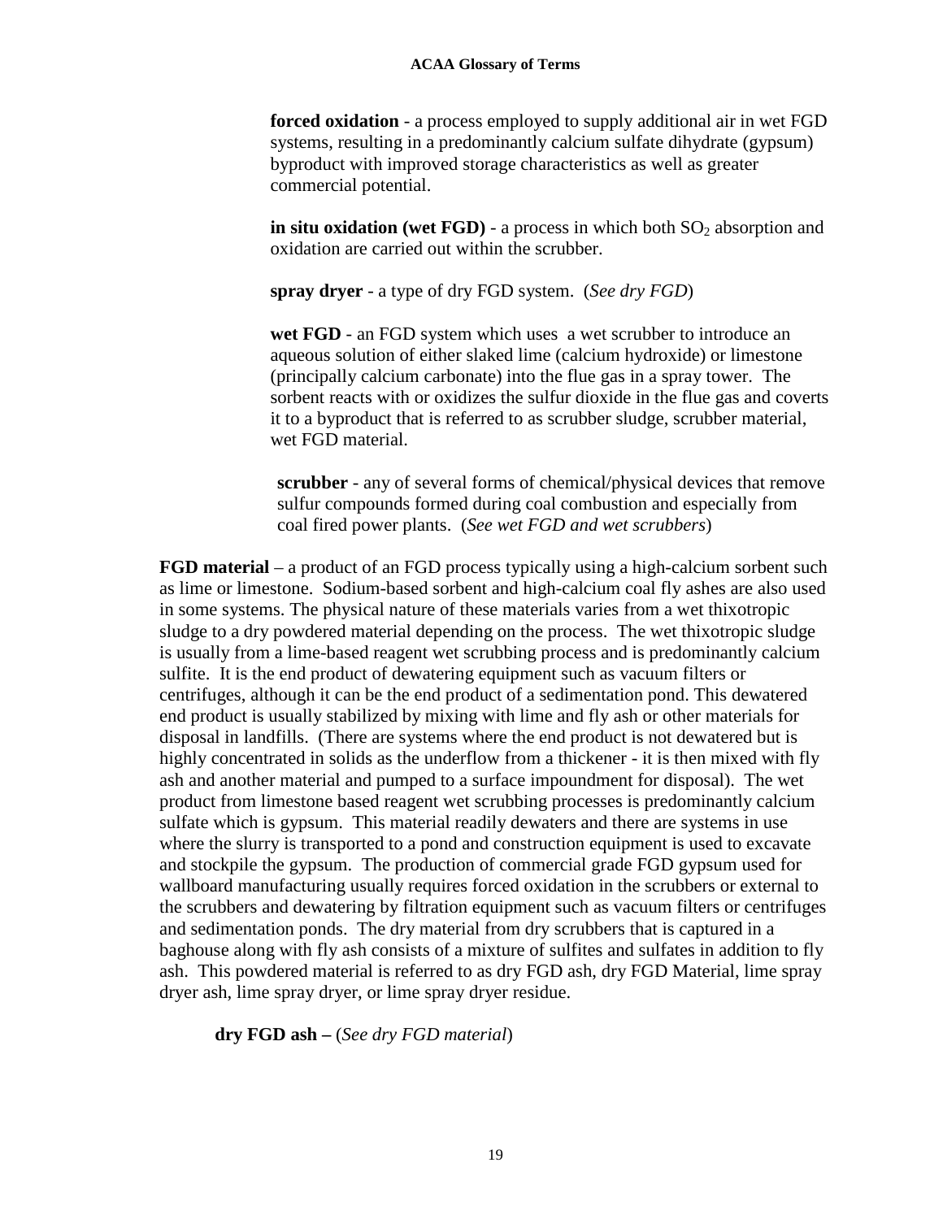**forced oxidation** - a process employed to supply additional air in wet FGD systems, resulting in a predominantly calcium sulfate dihydrate (gypsum) byproduct with improved storage characteristics as well as greater commercial potential.

**in situ oxidation (wet FGD)** - a process in which both $SO_2$ absorption and oxidation are carried out within the scrubber.

**spray dryer** - a type of dry FGD system. (*See dry FGD*)

**wet FGD** - an FGD system which uses a wet scrubber to introduce an aqueous solution of either slaked lime (calcium hydroxide) or limestone (principally calcium carbonate) into the flue gas in a spray tower. The sorbent reacts with or oxidizes the sulfur dioxide in the flue gas and coverts it to a byproduct that is referred to as scrubber sludge, scrubber material, wet FGD material.

**scrubber** - any of several forms of chemical/physical devices that remove sulfur compounds formed during coal combustion and especially from coal fired power plants. (*See wet FGD and wet scrubbers*)

**FGD material** – a product of an FGD process typically using a high-calcium sorbent such as lime or limestone. Sodium-based sorbent and high-calcium coal fly ashes are also used in some systems. The physical nature of these materials varies from a wet thixotropic sludge to a dry powdered material depending on the process. The wet thixotropic sludge is usually from a lime-based reagent wet scrubbing process and is predominantly calcium sulfite. It is the end product of dewatering equipment such as vacuum filters or centrifuges, although it can be the end product of a sedimentation pond. This dewatered end product is usually stabilized by mixing with lime and fly ash or other materials for disposal in landfills. (There are systems where the end product is not dewatered but is highly concentrated in solids as the underflow from a thickener - it is then mixed with fly ash and another material and pumped to a surface impoundment for disposal). The wet product from limestone based reagent wet scrubbing processes is predominantly calcium sulfate which is gypsum. This material readily dewaters and there are systems in use where the slurry is transported to a pond and construction equipment is used to excavate and stockpile the gypsum. The production of commercial grade FGD gypsum used for wallboard manufacturing usually requires forced oxidation in the scrubbers or external to the scrubbers and dewatering by filtration equipment such as vacuum filters or centrifuges and sedimentation ponds. The dry material from dry scrubbers that is captured in a baghouse along with fly ash consists of a mixture of sulfites and sulfates in addition to fly ash. This powdered material is referred to as dry FGD ash, dry FGD Material, lime spray dryer ash, lime spray dryer, or lime spray dryer residue.

**dry FGD ash –** (*See dry FGD material*)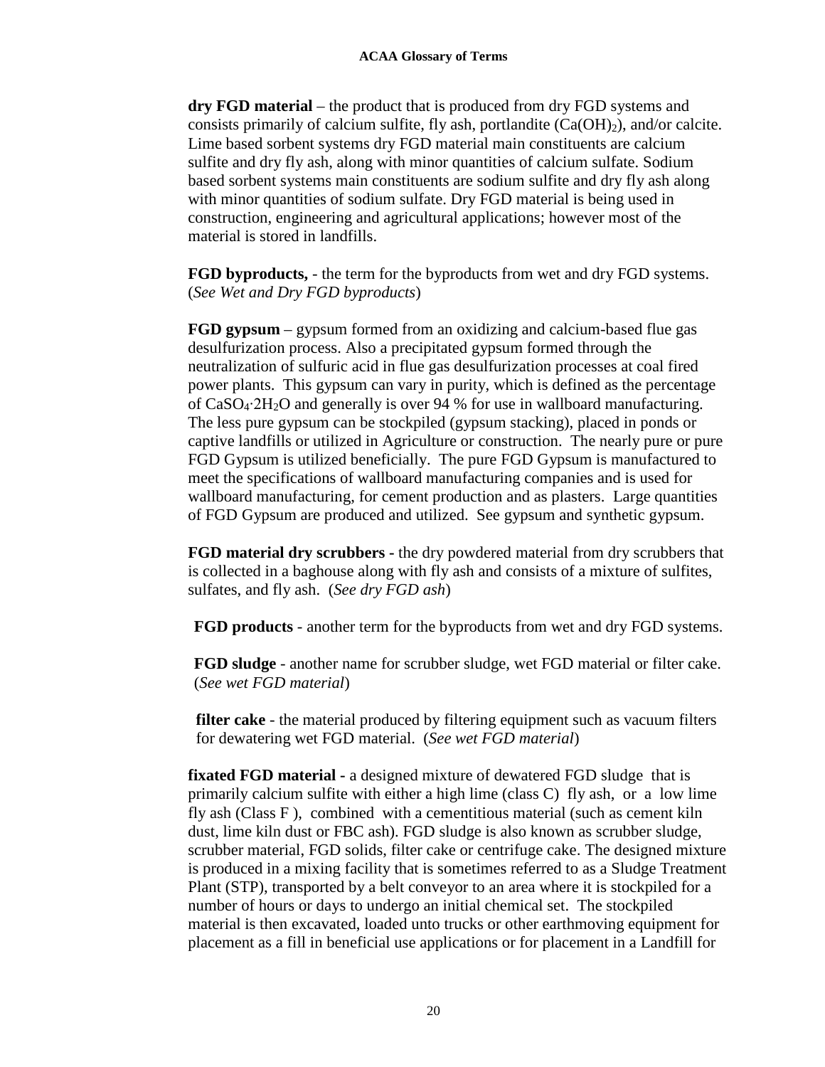**dry FGD material** – the product that is produced from dry FGD systems and consists primarily of calcium sulfite, fly ash, portlandite ($Ca(OH)_2$), and/or calcite. Lime based sorbent systems dry FGD material main constituents are calcium sulfite and dry fly ash, along with minor quantities of calcium sulfate. Sodium based sorbent systems main constituents are sodium sulfite and dry fly ash along with minor quantities of sodium sulfate. Dry FGD material is being used in construction, engineering and agricultural applications; however most of the material is stored in landfills.

**FGD byproducts,** - the term for the byproducts from wet and dry FGD systems. (*See Wet and Dry FGD byproducts*)

**FGD gypsum** – gypsum formed from an oxidizing and calcium-based flue gas desulfurization process. Also a precipitated gypsum formed through the neutralization of sulfuric acid in flue gas desulfurization processes at coal fired power plants. This gypsum can vary in purity, which is defined as the percentage of $CaSO_4 \cdot 2H_2O$ and generally is over 94 % for use in wallboard manufacturing. The less pure gypsum can be stockpiled (gypsum stacking), placed in ponds or captive landfills or utilized in Agriculture or construction. The nearly pure or pure FGD Gypsum is utilized beneficially. The pure FGD Gypsum is manufactured to meet the specifications of wallboard manufacturing companies and is used for wallboard manufacturing, for cement production and as plasters. Large quantities of FGD Gypsum are produced and utilized. See gypsum and synthetic gypsum.

**FGD material dry scrubbers -** the dry powdered material from dry scrubbers that is collected in a baghouse along with fly ash and consists of a mixture of sulfites, sulfates, and fly ash. (*See dry FGD ash*)

**FGD products** - another term for the byproducts from wet and dry FGD systems.

**FGD sludge** - another name for scrubber sludge, wet FGD material or filter cake. (*See wet FGD material*)

**filter cake** - the material produced by filtering equipment such as vacuum filters for dewatering wet FGD material. (*See wet FGD material*)

**fixated FGD material -** a designed mixture of dewatered FGD sludge that is primarily calcium sulfite with either a high lime (class C) fly ash, or a low lime fly ash (Class F ), combined with a cementitious material (such as cement kiln dust, lime kiln dust or FBC ash). FGD sludge is also known as scrubber sludge, scrubber material, FGD solids, filter cake or centrifuge cake. The designed mixture is produced in a mixing facility that is sometimes referred to as a Sludge Treatment Plant (STP), transported by a belt conveyor to an area where it is stockpiled for a number of hours or days to undergo an initial chemical set. The stockpiled material is then excavated, loaded unto trucks or other earthmoving equipment for placement as a fill in beneficial use applications or for placement in a Landfill for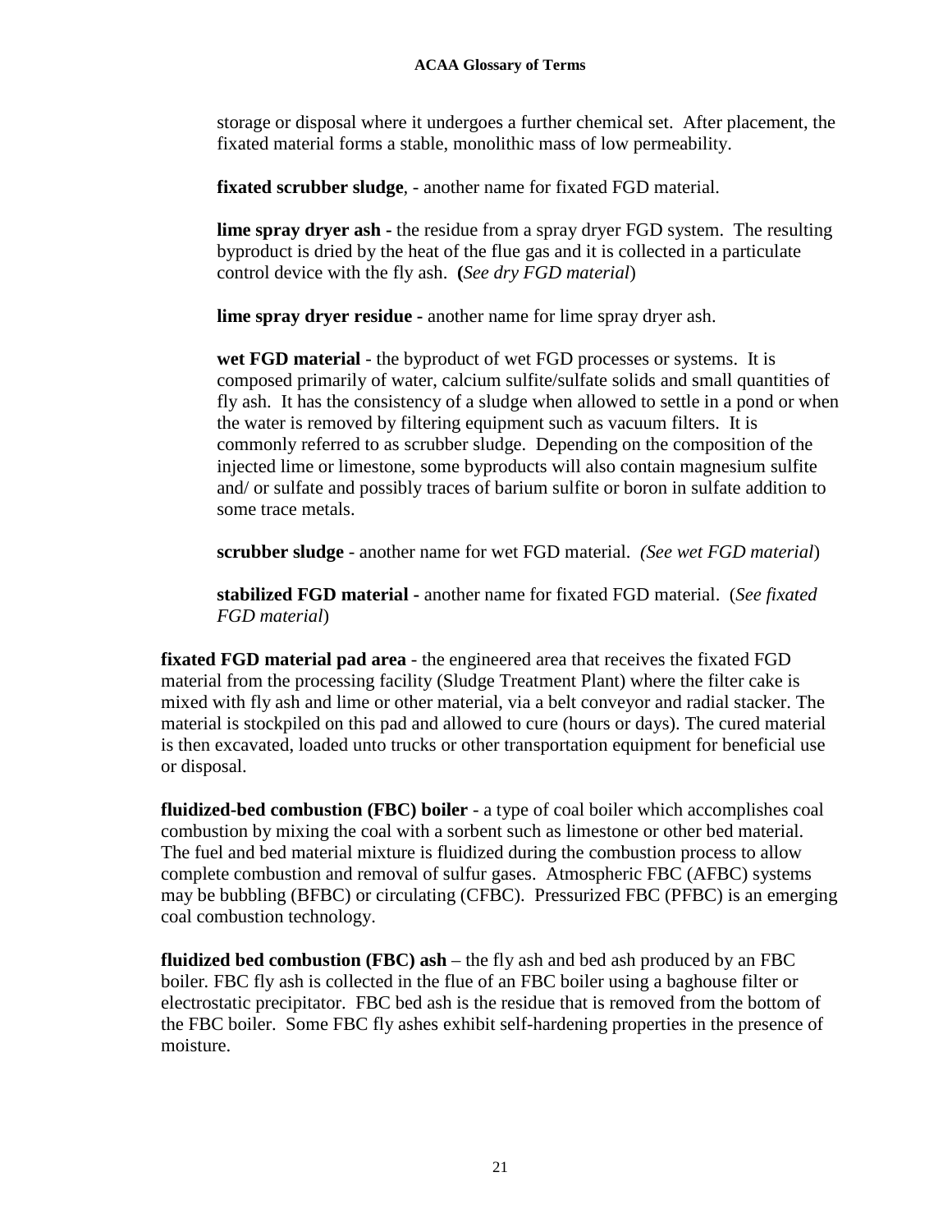storage or disposal where it undergoes a further chemical set. After placement, the fixated material forms a stable, monolithic mass of low permeability.

**fixated scrubber sludge**, - another name for fixated FGD material.

**lime spray dryer ash -** the residue from a spray dryer FGD system. The resulting byproduct is dried by the heat of the flue gas and it is collected in a particulate control device with the fly ash. **(***See dry FGD material*)

**lime spray dryer residue -** another name for lime spray dryer ash.

**wet FGD material** - the byproduct of wet FGD processes or systems. It is composed primarily of water, calcium sulfite/sulfate solids and small quantities of fly ash. It has the consistency of a sludge when allowed to settle in a pond or when the water is removed by filtering equipment such as vacuum filters. It is commonly referred to as scrubber sludge. Depending on the composition of the injected lime or limestone, some byproducts will also contain magnesium sulfite and/ or sulfate and possibly traces of barium sulfite or boron in sulfate addition to some trace metals.

**scrubber sludge** - another name for wet FGD material. *(See wet FGD material*)

**stabilized FGD material -** another name for fixated FGD material. (*See fixated FGD material*)

**fixated FGD material pad area** - the engineered area that receives the fixated FGD material from the processing facility (Sludge Treatment Plant) where the filter cake is mixed with fly ash and lime or other material, via a belt conveyor and radial stacker. The material is stockpiled on this pad and allowed to cure (hours or days). The cured material is then excavated, loaded unto trucks or other transportation equipment for beneficial use or disposal.

**fluidized-bed combustion (FBC) boiler** - a type of coal boiler which accomplishes coal combustion by mixing the coal with a sorbent such as limestone or other bed material. The fuel and bed material mixture is fluidized during the combustion process to allow complete combustion and removal of sulfur gases. Atmospheric FBC (AFBC) systems may be bubbling (BFBC) or circulating (CFBC). Pressurized FBC (PFBC) is an emerging coal combustion technology.

**fluidized bed combustion (FBC) ash** – the fly ash and bed ash produced by an FBC boiler. FBC fly ash is collected in the flue of an FBC boiler using a baghouse filter or electrostatic precipitator. FBC bed ash is the residue that is removed from the bottom of the FBC boiler. Some FBC fly ashes exhibit self-hardening properties in the presence of moisture.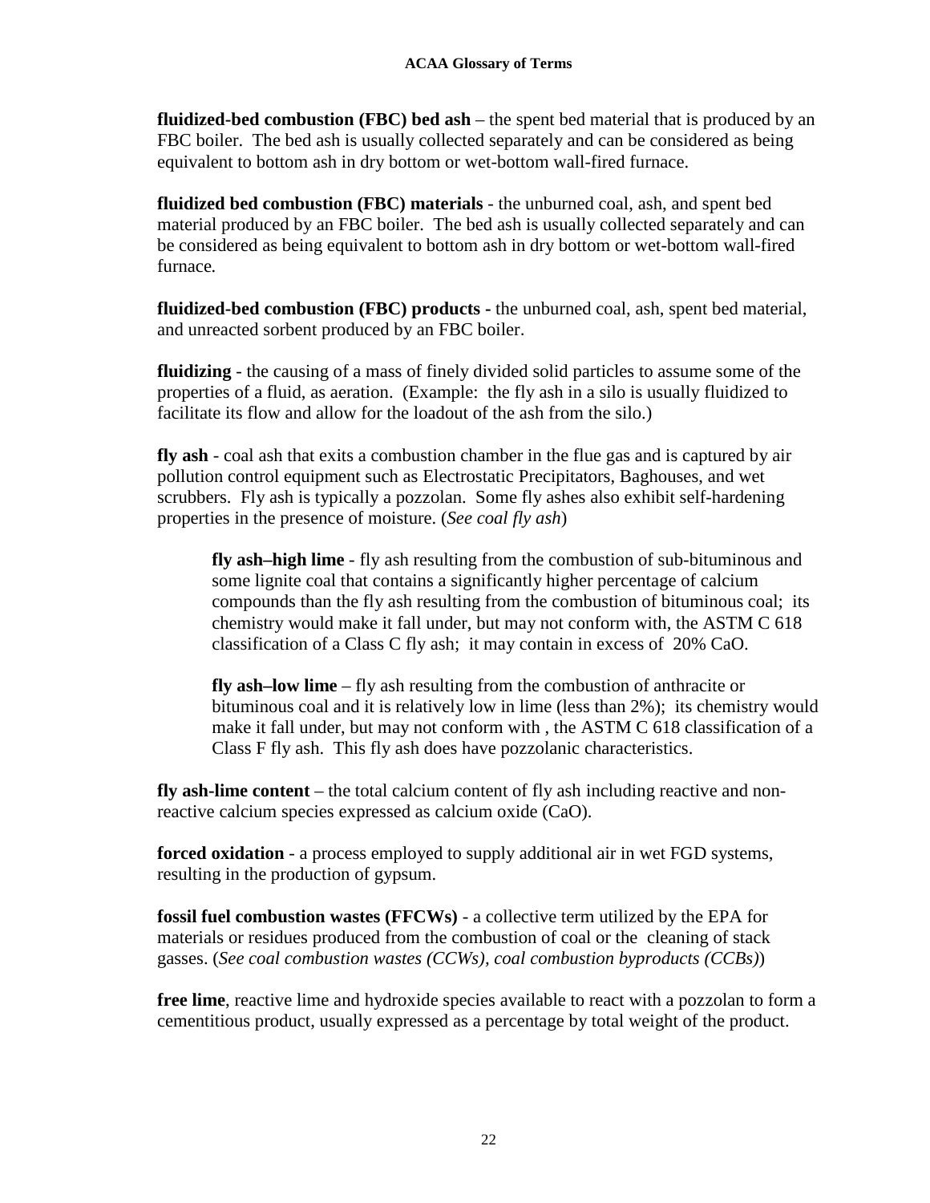**fluidized-bed combustion (FBC) bed ash** – the spent bed material that is produced by an FBC boiler. The bed ash is usually collected separately and can be considered as being equivalent to bottom ash in dry bottom or wet-bottom wall-fired furnace.

**fluidized bed combustion (FBC) materials** - the unburned coal, ash, and spent bed material produced by an FBC boiler. The bed ash is usually collected separately and can be considered as being equivalent to bottom ash in dry bottom or wet-bottom wall-fired furnace.

**fluidized-bed combustion (FBC) products -** the unburned coal, ash, spent bed material, and unreacted sorbent produced by an FBC boiler.

**fluidizing** - the causing of a mass of finely divided solid particles to assume some of the properties of a fluid, as aeration. (Example: the fly ash in a silo is usually fluidized to facilitate its flow and allow for the loadout of the ash from the silo.)

**fly ash** - coal ash that exits a combustion chamber in the flue gas and is captured by air pollution control equipment such as Electrostatic Precipitators, Baghouses, and wet scrubbers. Fly ash is typically a pozzolan. Some fly ashes also exhibit self-hardening properties in the presence of moisture. (*See coal fly ash*)

> **fly ash–high lime** - fly ash resulting from the combustion of sub-bituminous and some lignite coal that contains a significantly higher percentage of calcium compounds than the fly ash resulting from the combustion of bituminous coal; its chemistry would make it fall under, but may not conform with, the ASTM C 618 classification of a Class C fly ash; it may contain in excess of 20% CaO.
>
> **fly ash–low lime** – fly ash resulting from the combustion of anthracite or bituminous coal and it is relatively low in lime (less than 2%); its chemistry would make it fall under, but may not conform with , the ASTM C 618 classification of a Class F fly ash. This fly ash does have pozzolanic characteristics.

**fly ash-lime content** – the total calcium content of fly ash including reactive and non-reactive calcium species expressed as calcium oxide (CaO).

**forced oxidation** - a process employed to supply additional air in wet FGD systems, resulting in the production of gypsum.

**fossil fuel combustion wastes (FFCWs)** - a collective term utilized by the EPA for materials or residues produced from the combustion of coal or the cleaning of stack gasses. (*See coal combustion wastes (CCWs), coal combustion byproducts (CCBs)*)

**free lime**, reactive lime and hydroxide species available to react with a pozzolan to form a cementitious product, usually expressed as a percentage by total weight of the product.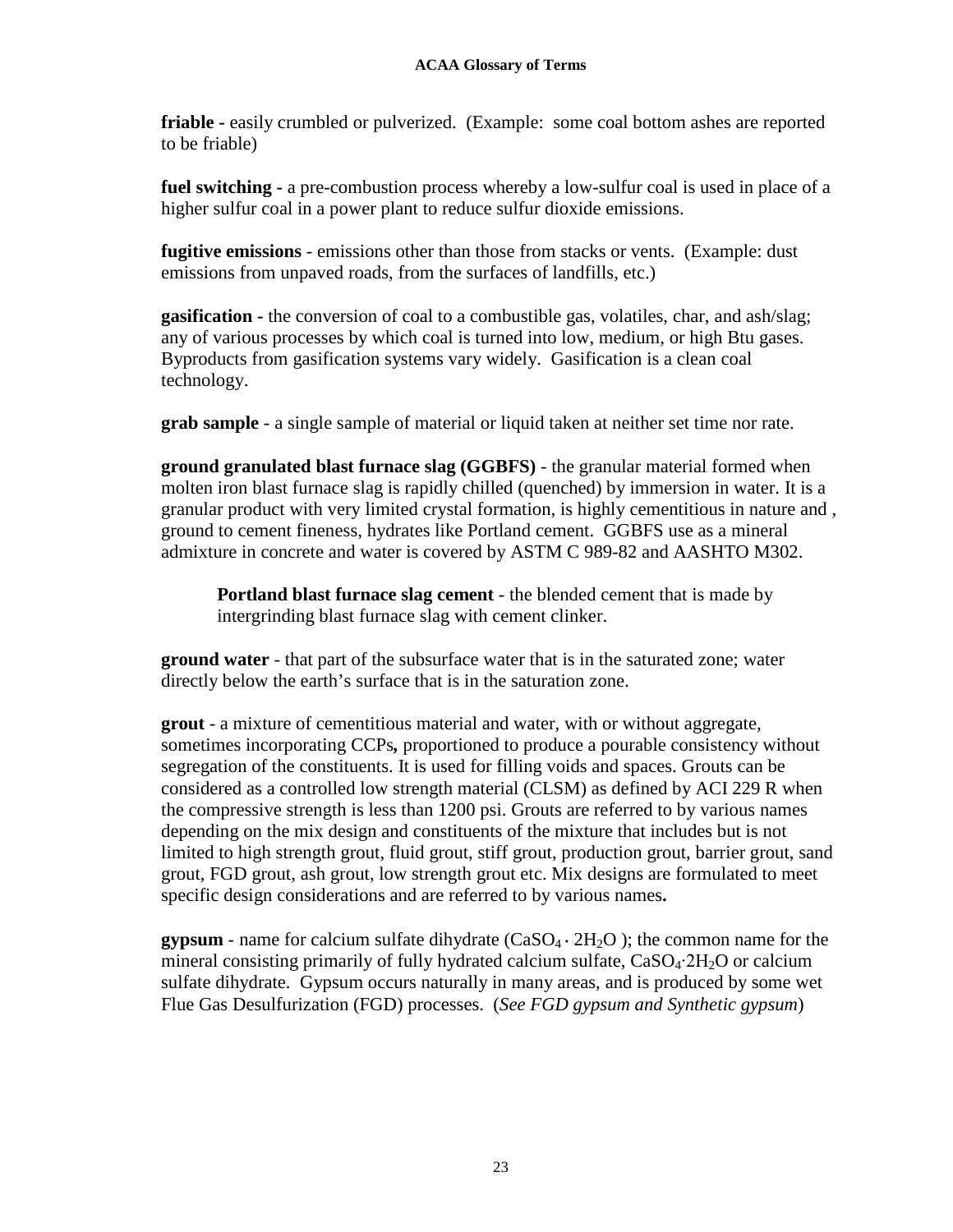**friable** - easily crumbled or pulverized. (Example: some coal bottom ashes are reported to be friable)

**fuel switching -** a pre-combustion process whereby a low-sulfur coal is used in place of a higher sulfur coal in a power plant to reduce sulfur dioxide emissions.

**fugitive emissions** - emissions other than those from stacks or vents. (Example: dust emissions from unpaved roads, from the surfaces of landfills, etc.)

**gasification -** the conversion of coal to a combustible gas, volatiles, char, and ash/slag; any of various processes by which coal is turned into low, medium, or high Btu gases. Byproducts from gasification systems vary widely. Gasification is a clean coal technology.

**grab sample** - a single sample of material or liquid taken at neither set time nor rate.

**ground granulated blast furnace slag (GGBFS)** - the granular material formed when molten iron blast furnace slag is rapidly chilled (quenched) by immersion in water. It is a granular product with very limited crystal formation, is highly cementitious in nature and , ground to cement fineness, hydrates like Portland cement. GGBFS use as a mineral admixture in concrete and water is covered by ASTM C 989-82 and AASHTO M302.

> **Portland blast furnace slag cement** - the blended cement that is made by intergrinding blast furnace slag with cement clinker.

**ground water** - that part of the subsurface water that is in the saturated zone; water directly below the earth's surface that is in the saturation zone.

**grout** - a mixture of cementitious material and water, with or without aggregate, sometimes incorporating CCPs**,** proportioned to produce a pourable consistency without segregation of the constituents. It is used for filling voids and spaces. Grouts can be considered as a controlled low strength material (CLSM) as defined by ACI 229 R when the compressive strength is less than 1200 psi. Grouts are referred to by various names depending on the mix design and constituents of the mixture that includes but is not limited to high strength grout, fluid grout, stiff grout, production grout, barrier grout, sand grout, FGD grout, ash grout, low strength grout etc. Mix designs are formulated to meet specific design considerations and are referred to by various names**.**

**gypsum** - name for calcium sulfate dihydrate ($CaSO_4 \cdot 2H_2O$ ); the common name for the mineral consisting primarily of fully hydrated calcium sulfate, $CaSO_4{\cdot}2H_2O$ or calcium sulfate dihydrate. Gypsum occurs naturally in many areas, and is produced by some wet Flue Gas Desulfurization (FGD) processes. (*See FGD gypsum and Synthetic gypsum*)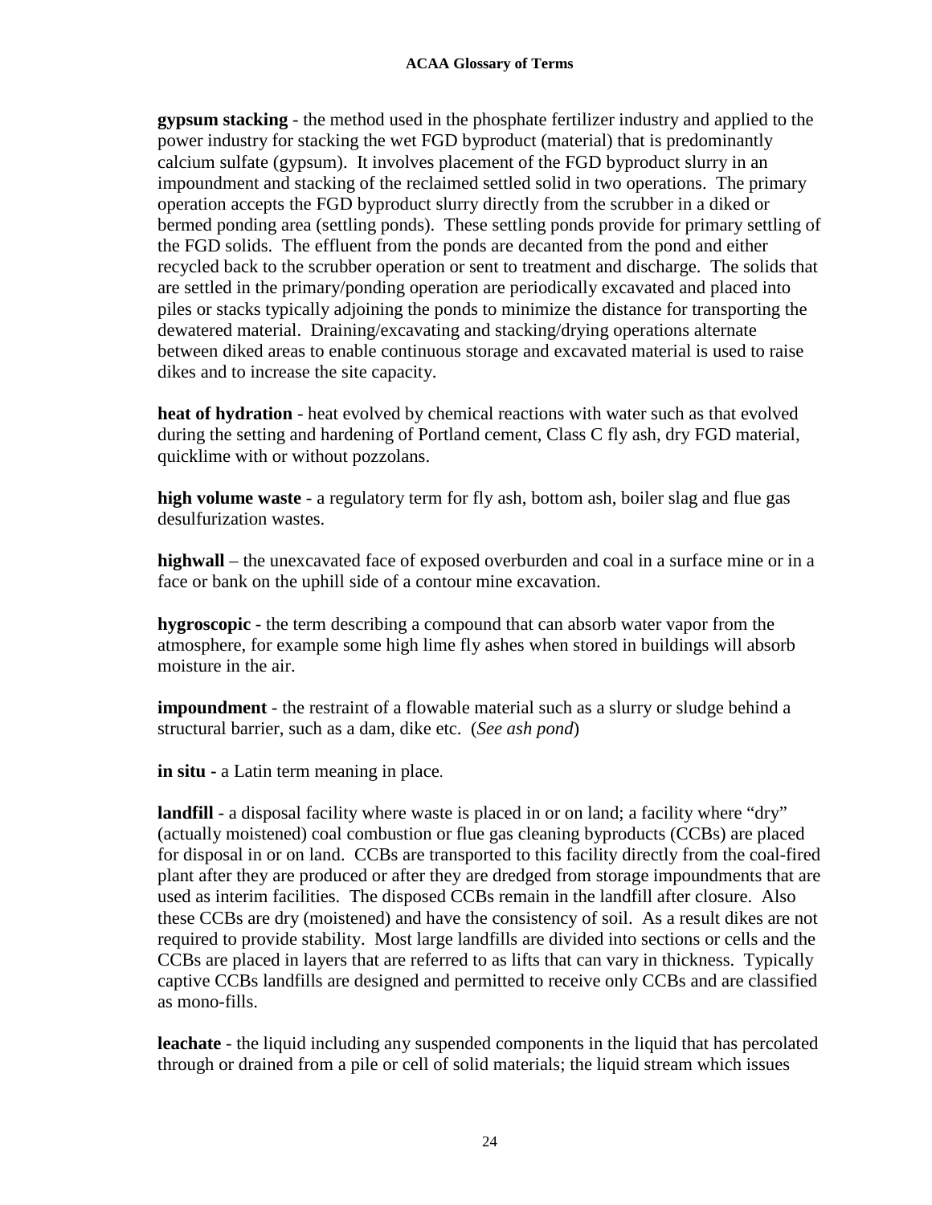**gypsum stacking** - the method used in the phosphate fertilizer industry and applied to the power industry for stacking the wet FGD byproduct (material) that is predominantly calcium sulfate (gypsum). It involves placement of the FGD byproduct slurry in an impoundment and stacking of the reclaimed settled solid in two operations. The primary operation accepts the FGD byproduct slurry directly from the scrubber in a diked or bermed ponding area (settling ponds). These settling ponds provide for primary settling of the FGD solids. The effluent from the ponds are decanted from the pond and either recycled back to the scrubber operation or sent to treatment and discharge. The solids that are settled in the primary/ponding operation are periodically excavated and placed into piles or stacks typically adjoining the ponds to minimize the distance for transporting the dewatered material. Draining/excavating and stacking/drying operations alternate between diked areas to enable continuous storage and excavated material is used to raise dikes and to increase the site capacity.

**heat of hydration** - heat evolved by chemical reactions with water such as that evolved during the setting and hardening of Portland cement, Class C fly ash, dry FGD material, quicklime with or without pozzolans.

**high volume waste** - a regulatory term for fly ash, bottom ash, boiler slag and flue gas desulfurization wastes.

**highwall** – the unexcavated face of exposed overburden and coal in a surface mine or in a face or bank on the uphill side of a contour mine excavation.

**hygroscopic** - the term describing a compound that can absorb water vapor from the atmosphere, for example some high lime fly ashes when stored in buildings will absorb moisture in the air.

**impoundment** - the restraint of a flowable material such as a slurry or sludge behind a structural barrier, such as a dam, dike etc. (*See ash pond*)

**in situ** - a Latin term meaning in place.

**landfill** - a disposal facility where waste is placed in or on land; a facility where "dry" (actually moistened) coal combustion or flue gas cleaning byproducts (CCBs) are placed for disposal in or on land. CCBs are transported to this facility directly from the coal-fired plant after they are produced or after they are dredged from storage impoundments that are used as interim facilities. The disposed CCBs remain in the landfill after closure. Also these CCBs are dry (moistened) and have the consistency of soil. As a result dikes are not required to provide stability. Most large landfills are divided into sections or cells and the CCBs are placed in layers that are referred to as lifts that can vary in thickness. Typically captive CCBs landfills are designed and permitted to receive only CCBs and are classified as mono-fills.

**leachate** - the liquid including any suspended components in the liquid that has percolated through or drained from a pile or cell of solid materials; the liquid stream which issues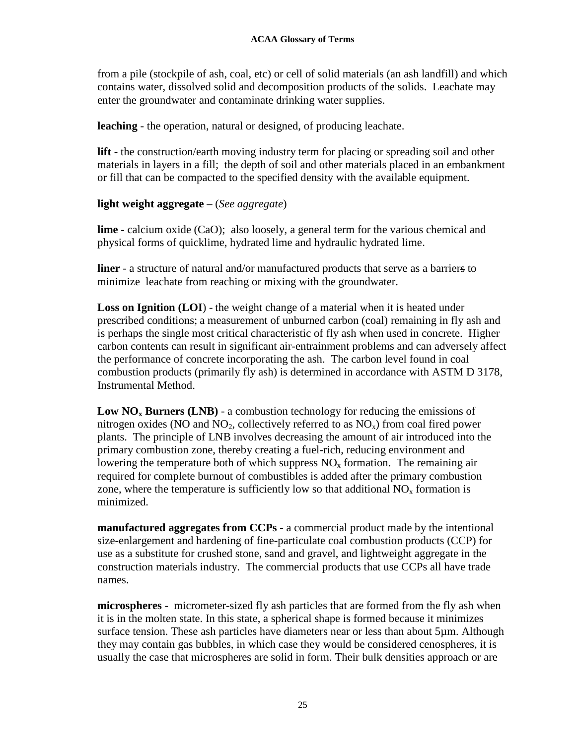from a pile (stockpile of ash, coal, etc) or cell of solid materials (an ash landfill) and which contains water, dissolved solid and decomposition products of the solids. Leachate may enter the groundwater and contaminate drinking water supplies.

**leaching** - the operation, natural or designed, of producing leachate.

**lift** - the construction/earth moving industry term for placing or spreading soil and other materials in layers in a fill; the depth of soil and other materials placed in an embankment or fill that can be compacted to the specified density with the available equipment.

**light weight aggregate** – (*See aggregate*)

**lime** - calcium oxide (CaO); also loosely, a general term for the various chemical and physical forms of quicklime, hydrated lime and hydraulic hydrated lime.

**liner** - a structure of natural and/or manufactured products that serve as a barriers to minimize leachate from reaching or mixing with the groundwater.

**Loss on Ignition (LOI)** - the weight change of a material when it is heated under prescribed conditions; a measurement of unburned carbon (coal) remaining in fly ash and is perhaps the single most critical characteristic of fly ash when used in concrete. Higher carbon contents can result in significant air-entrainment problems and can adversely affect the performance of concrete incorporating the ash. The carbon level found in coal combustion products (primarily fly ash) is determined in accordance with ASTM D 3178, Instrumental Method.

**Low $NO_x$ Burners (LNB)** - a combustion technology for reducing the emissions of nitrogen oxides (NO and $NO_2$, collectively referred to as $NO_x$) from coal fired power plants. The principle of LNB involves decreasing the amount of air introduced into the primary combustion zone, thereby creating a fuel-rich, reducing environment and lowering the temperature both of which suppress $NO_x$ formation. The remaining air required for complete burnout of combustibles is added after the primary combustion zone, where the temperature is sufficiently low so that additional $NO_x$ formation is minimized.

**manufactured aggregates from CCPs** - a commercial product made by the intentional size-enlargement and hardening of fine-particulate coal combustion products (CCP) for use as a substitute for crushed stone, sand and gravel, and lightweight aggregate in the construction materials industry. The commercial products that use CCPs all have trade names.

**microspheres** - micrometer-sized fly ash particles that are formed from the fly ash when it is in the molten state. In this state, a spherical shape is formed because it minimizes surface tension. These ash particles have diameters near or less than about 5μm. Although they may contain gas bubbles, in which case they would be considered cenospheres, it is usually the case that microspheres are solid in form. Their bulk densities approach or are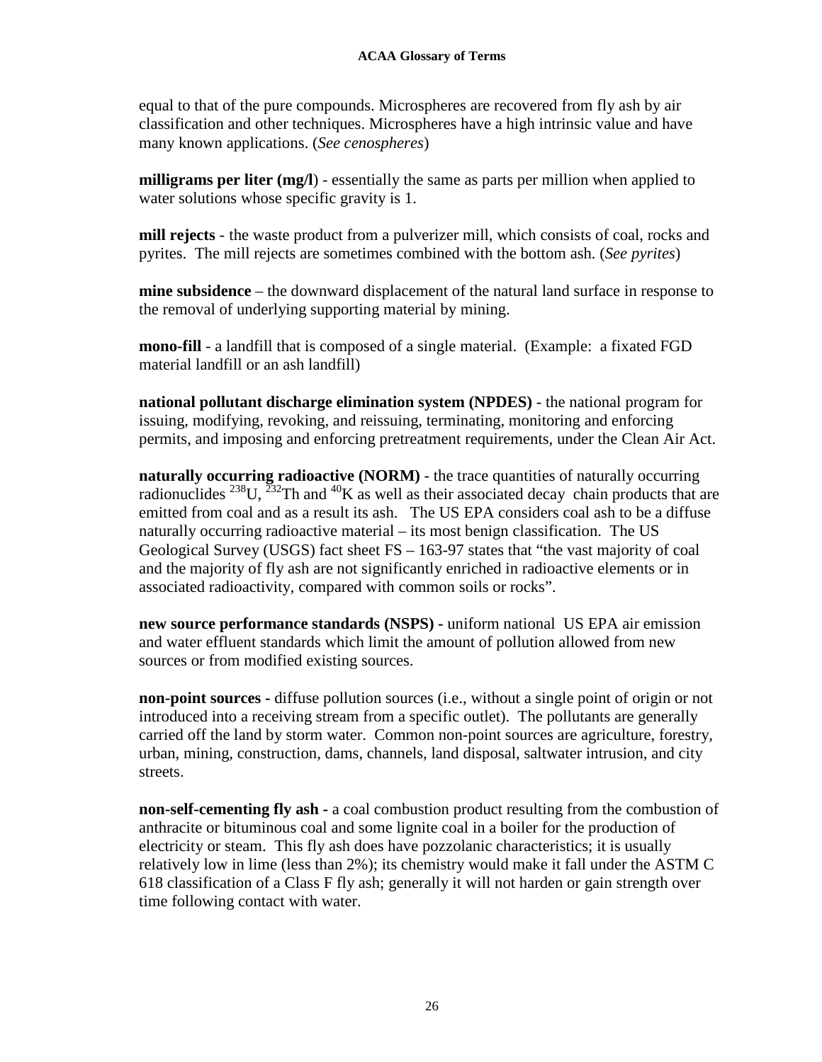equal to that of the pure compounds. Microspheres are recovered from fly ash by air classification and other techniques. Microspheres have a high intrinsic value and have many known applications. (*See cenospheres*)

**milligrams per liter (mg/l**) - essentially the same as parts per million when applied to water solutions whose specific gravity is 1.

**mill rejects** - the waste product from a pulverizer mill, which consists of coal, rocks and pyrites. The mill rejects are sometimes combined with the bottom ash. (*See pyrites*)

**mine subsidence** – the downward displacement of the natural land surface in response to the removal of underlying supporting material by mining.

**mono-fill** - a landfill that is composed of a single material. (Example: a fixated FGD material landfill or an ash landfill)

**national pollutant discharge elimination system (NPDES)** - the national program for issuing, modifying, revoking, and reissuing, terminating, monitoring and enforcing permits, and imposing and enforcing pretreatment requirements, under the Clean Air Act.

**naturally occurring radioactive (NORM)** - the trace quantities of naturally occurring radionuclides $^{238}U$, $^{232}Th$ and $^{40}K$ as well as their associated decay chain products that are emitted from coal and as a result its ash. The US EPA considers coal ash to be a diffuse naturally occurring radioactive material – its most benign classification. The US Geological Survey (USGS) fact sheet FS – 163-97 states that "the vast majority of coal and the majority of fly ash are not significantly enriched in radioactive elements or in associated radioactivity, compared with common soils or rocks".

**new source performance standards (NSPS) -** uniform national US EPA air emission and water effluent standards which limit the amount of pollution allowed from new sources or from modified existing sources.

**non-point sources -** diffuse pollution sources (i.e., without a single point of origin or not introduced into a receiving stream from a specific outlet). The pollutants are generally carried off the land by storm water. Common non-point sources are agriculture, forestry, urban, mining, construction, dams, channels, land disposal, saltwater intrusion, and city streets.

**non-self-cementing fly ash -** a coal combustion product resulting from the combustion of anthracite or bituminous coal and some lignite coal in a boiler for the production of electricity or steam. This fly ash does have pozzolanic characteristics; it is usually relatively low in lime (less than 2%); its chemistry would make it fall under the ASTM C 618 classification of a Class F fly ash; generally it will not harden or gain strength over time following contact with water.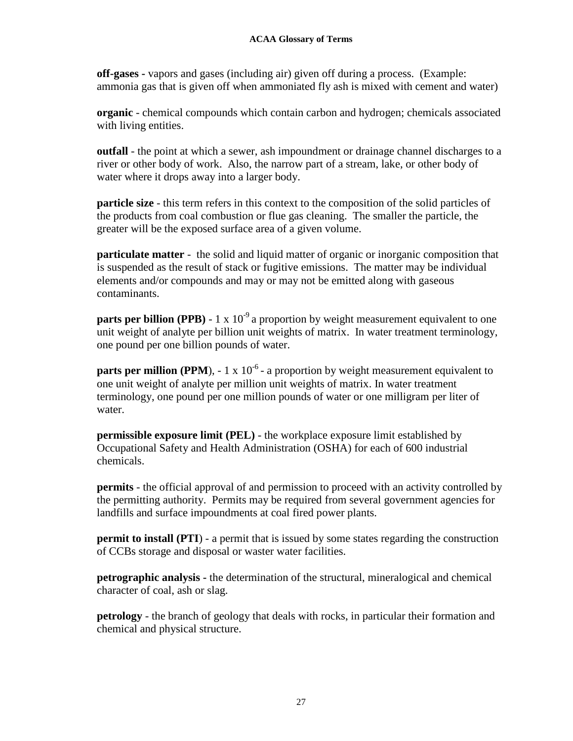**off-gases -** vapors and gases (including air) given off during a process. (Example: ammonia gas that is given off when ammoniated fly ash is mixed with cement and water)

**organic** - chemical compounds which contain carbon and hydrogen; chemicals associated with living entities.

**outfall** - the point at which a sewer, ash impoundment or drainage channel discharges to a river or other body of work. Also, the narrow part of a stream, lake, or other body of water where it drops away into a larger body.

**particle size** - this term refers in this context to the composition of the solid particles of the products from coal combustion or flue gas cleaning. The smaller the particle, the greater will be the exposed surface area of a given volume.

**particulate matter** - the solid and liquid matter of organic or inorganic composition that is suspended as the result of stack or fugitive emissions. The matter may be individual elements and/or compounds and may or may not be emitted along with gaseous contaminants.

**parts per billion (PPB)** - $1 \times 10^{-9}$ a proportion by weight measurement equivalent to one unit weight of analyte per billion unit weights of matrix. In water treatment terminology, one pound per one billion pounds of water.

**parts per million (PPM**), - $1 \times 10^{-6}$ - a proportion by weight measurement equivalent to one unit weight of analyte per million unit weights of matrix. In water treatment terminology, one pound per one million pounds of water or one milligram per liter of water.

**permissible exposure limit (PEL)** - the workplace exposure limit established by Occupational Safety and Health Administration (OSHA) for each of 600 industrial chemicals.

**permits** - the official approval of and permission to proceed with an activity controlled by the permitting authority. Permits may be required from several government agencies for landfills and surface impoundments at coal fired power plants.

**permit to install (PTI**) - a permit that is issued by some states regarding the construction of CCBs storage and disposal or waster water facilities.

**petrographic analysis -** the determination of the structural, mineralogical and chemical character of coal, ash or slag.

**petrology** - the branch of geology that deals with rocks, in particular their formation and chemical and physical structure.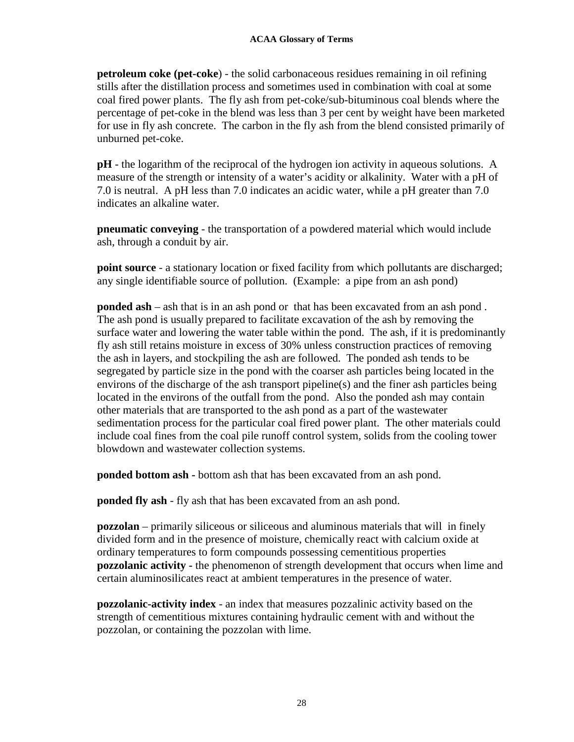**petroleum coke (pet-coke**) - the solid carbonaceous residues remaining in oil refining stills after the distillation process and sometimes used in combination with coal at some coal fired power plants. The fly ash from pet-coke/sub-bituminous coal blends where the percentage of pet-coke in the blend was less than 3 per cent by weight have been marketed for use in fly ash concrete. The carbon in the fly ash from the blend consisted primarily of unburned pet-coke.

**pH** - the logarithm of the reciprocal of the hydrogen ion activity in aqueous solutions. A measure of the strength or intensity of a water's acidity or alkalinity. Water with a pH of 7.0 is neutral. A pH less than 7.0 indicates an acidic water, while a pH greater than 7.0 indicates an alkaline water.

**pneumatic conveying** - the transportation of a powdered material which would include ash, through a conduit by air.

**point source** - a stationary location or fixed facility from which pollutants are discharged; any single identifiable source of pollution. (Example: a pipe from an ash pond)

**ponded ash** – ash that is in an ash pond or that has been excavated from an ash pond . The ash pond is usually prepared to facilitate excavation of the ash by removing the surface water and lowering the water table within the pond. The ash, if it is predominantly fly ash still retains moisture in excess of 30% unless construction practices of removing the ash in layers, and stockpiling the ash are followed. The ponded ash tends to be segregated by particle size in the pond with the coarser ash particles being located in the environs of the discharge of the ash transport pipeline(s) and the finer ash particles being located in the environs of the outfall from the pond. Also the ponded ash may contain other materials that are transported to the ash pond as a part of the wastewater sedimentation process for the particular coal fired power plant. The other materials could include coal fines from the coal pile runoff control system, solids from the cooling tower blowdown and wastewater collection systems.

**ponded bottom ash -** bottom ash that has been excavated from an ash pond.

**ponded fly ash** - fly ash that has been excavated from an ash pond.

**pozzolan** – primarily siliceous or siliceous and aluminous materials that will in finely divided form and in the presence of moisture, chemically react with calcium oxide at ordinary temperatures to form compounds possessing cementitious properties

**pozzolanic activity -** the phenomenon of strength development that occurs when lime and certain aluminosilicates react at ambient temperatures in the presence of water.

**pozzolanic-activity index** - an index that measures pozzalinic activity based on the strength of cementitious mixtures containing hydraulic cement with and without the pozzolan, or containing the pozzolan with lime.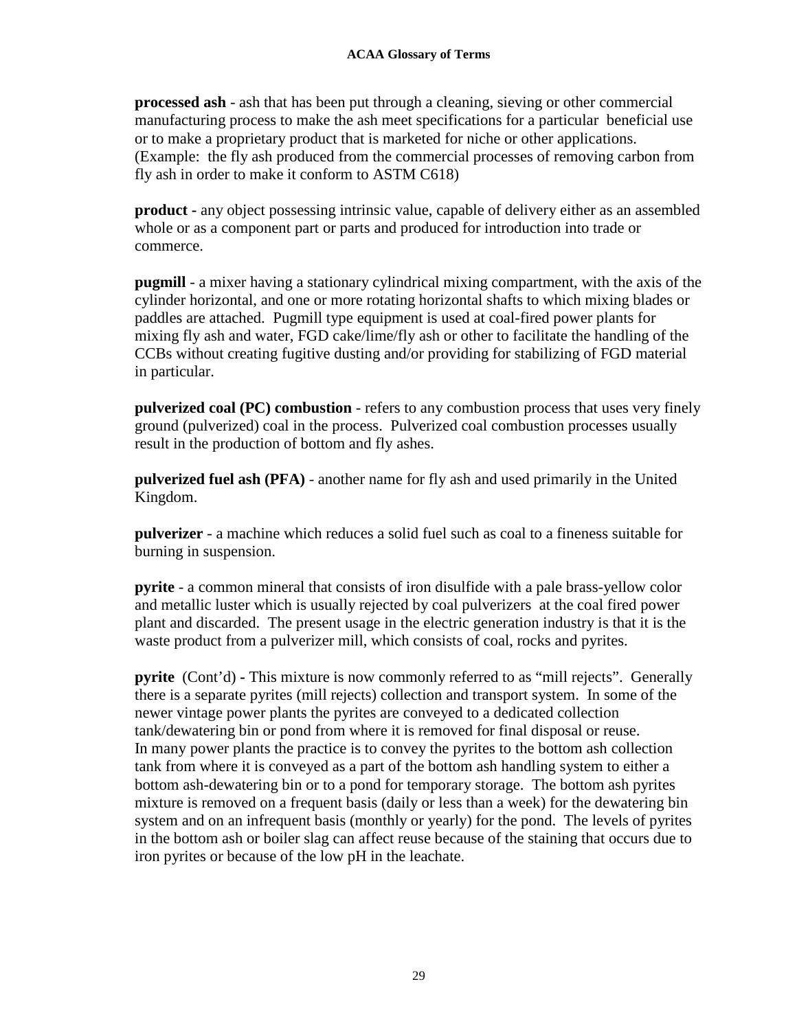**processed ash** - ash that has been put through a cleaning, sieving or other commercial manufacturing process to make the ash meet specifications for a particular beneficial use or to make a proprietary product that is marketed for niche or other applications. (Example: the fly ash produced from the commercial processes of removing carbon from fly ash in order to make it conform to ASTM C618)

**product -** any object possessing intrinsic value, capable of delivery either as an assembled whole or as a component part or parts and produced for introduction into trade or commerce.

**pugmill** - a mixer having a stationary cylindrical mixing compartment, with the axis of the cylinder horizontal, and one or more rotating horizontal shafts to which mixing blades or paddles are attached. Pugmill type equipment is used at coal-fired power plants for mixing fly ash and water, FGD cake/lime/fly ash or other to facilitate the handling of the CCBs without creating fugitive dusting and/or providing for stabilizing of FGD material in particular.

**pulverized coal (PC) combustion** - refers to any combustion process that uses very finely ground (pulverized) coal in the process. Pulverized coal combustion processes usually result in the production of bottom and fly ashes.

**pulverized fuel ash (PFA)** - another name for fly ash and used primarily in the United Kingdom.

**pulverizer** - a machine which reduces a solid fuel such as coal to a fineness suitable for burning in suspension.

**pyrite** - a common mineral that consists of iron disulfide with a pale brass-yellow color and metallic luster which is usually rejected by coal pulverizers at the coal fired power plant and discarded. The present usage in the electric generation industry is that it is the waste product from a pulverizer mill, which consists of coal, rocks and pyrites.

**pyrite** (Cont'd) **-** This mixture is now commonly referred to as "mill rejects". Generally there is a separate pyrites (mill rejects) collection and transport system. In some of the newer vintage power plants the pyrites are conveyed to a dedicated collection tank/dewatering bin or pond from where it is removed for final disposal or reuse. In many power plants the practice is to convey the pyrites to the bottom ash collection tank from where it is conveyed as a part of the bottom ash handling system to either a bottom ash-dewatering bin or to a pond for temporary storage. The bottom ash pyrites mixture is removed on a frequent basis (daily or less than a week) for the dewatering bin system and on an infrequent basis (monthly or yearly) for the pond. The levels of pyrites in the bottom ash or boiler slag can affect reuse because of the staining that occurs due to iron pyrites or because of the low pH in the leachate.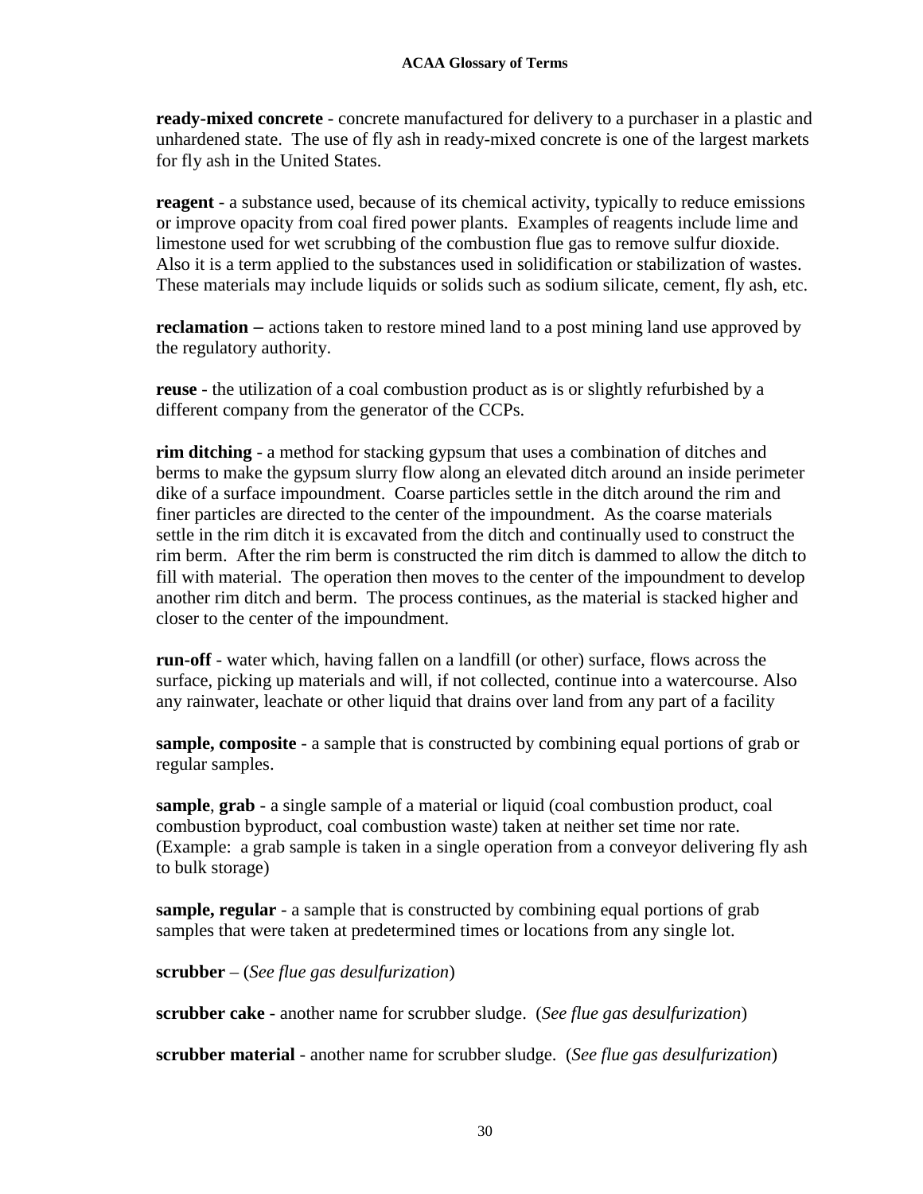**ready-mixed concrete** - concrete manufactured for delivery to a purchaser in a plastic and unhardened state. The use of fly ash in ready-mixed concrete is one of the largest markets for fly ash in the United States.

**reagent** - a substance used, because of its chemical activity, typically to reduce emissions or improve opacity from coal fired power plants. Examples of reagents include lime and limestone used for wet scrubbing of the combustion flue gas to remove sulfur dioxide. Also it is a term applied to the substances used in solidification or stabilization of wastes. These materials may include liquids or solids such as sodium silicate, cement, fly ash, etc.

**reclamation** – actions taken to restore mined land to a post mining land use approved by the regulatory authority.

**reuse** - the utilization of a coal combustion product as is or slightly refurbished by a different company from the generator of the CCPs.

**rim ditching** - a method for stacking gypsum that uses a combination of ditches and berms to make the gypsum slurry flow along an elevated ditch around an inside perimeter dike of a surface impoundment. Coarse particles settle in the ditch around the rim and finer particles are directed to the center of the impoundment. As the coarse materials settle in the rim ditch it is excavated from the ditch and continually used to construct the rim berm. After the rim berm is constructed the rim ditch is dammed to allow the ditch to fill with material. The operation then moves to the center of the impoundment to develop another rim ditch and berm. The process continues, as the material is stacked higher and closer to the center of the impoundment.

**run-off** - water which, having fallen on a landfill (or other) surface, flows across the surface, picking up materials and will, if not collected, continue into a watercourse. Also any rainwater, leachate or other liquid that drains over land from any part of a facility

**sample, composite** - a sample that is constructed by combining equal portions of grab or regular samples.

**sample**, **grab** - a single sample of a material or liquid (coal combustion product, coal combustion byproduct, coal combustion waste) taken at neither set time nor rate. (Example: a grab sample is taken in a single operation from a conveyor delivering fly ash to bulk storage)

**sample, regular** - a sample that is constructed by combining equal portions of grab samples that were taken at predetermined times or locations from any single lot.

**scrubber** – (*See flue gas desulfurization*)

**scrubber cake** - another name for scrubber sludge. (*See flue gas desulfurization*)

**scrubber material** - another name for scrubber sludge. (*See flue gas desulfurization*)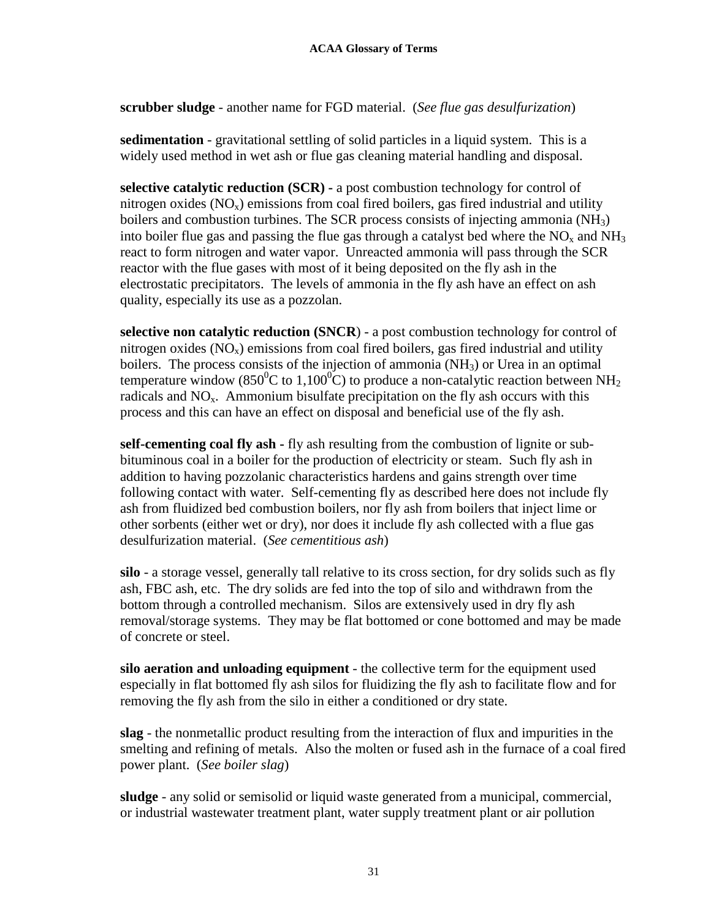**scrubber sludge** - another name for FGD material. (*See flue gas desulfurization*)

**sedimentation** - gravitational settling of solid particles in a liquid system. This is a widely used method in wet ash or flue gas cleaning material handling and disposal.

**selective catalytic reduction (SCR) -** a post combustion technology for control of nitrogen oxides ($NO_x$) emissions from coal fired boilers, gas fired industrial and utility boilers and combustion turbines. The SCR process consists of injecting ammonia ($NH_3$) into boiler flue gas and passing the flue gas through a catalyst bed where the $NO_x$ and $NH_3$ react to form nitrogen and water vapor. Unreacted ammonia will pass through the SCR reactor with the flue gases with most of it being deposited on the fly ash in the electrostatic precipitators. The levels of ammonia in the fly ash have an effect on ash quality, especially its use as a pozzolan.

**selective non catalytic reduction (SNCR**) - a post combustion technology for control of nitrogen oxides ($NO_x$) emissions from coal fired boilers, gas fired industrial and utility boilers. The process consists of the injection of ammonia ($NH_3$) or Urea in an optimal temperature window ($850^0$C to $1,100^0$C) to produce a non-catalytic reaction between $NH_2$ radicals and $NO_x$. Ammonium bisulfate precipitation on the fly ash occurs with this process and this can have an effect on disposal and beneficial use of the fly ash.

**self-cementing coal fly ash -** fly ash resulting from the combustion of lignite or sub-bituminous coal in a boiler for the production of electricity or steam. Such fly ash in addition to having pozzolanic characteristics hardens and gains strength over time following contact with water. Self-cementing fly as described here does not include fly ash from fluidized bed combustion boilers, nor fly ash from boilers that inject lime or other sorbents (either wet or dry), nor does it include fly ash collected with a flue gas desulfurization material. (*See cementitious ash*)

**silo** - a storage vessel, generally tall relative to its cross section, for dry solids such as fly ash, FBC ash, etc. The dry solids are fed into the top of silo and withdrawn from the bottom through a controlled mechanism. Silos are extensively used in dry fly ash removal/storage systems. They may be flat bottomed or cone bottomed and may be made of concrete or steel.

**silo aeration and unloading equipment** - the collective term for the equipment used especially in flat bottomed fly ash silos for fluidizing the fly ash to facilitate flow and for removing the fly ash from the silo in either a conditioned or dry state.

**slag** - the nonmetallic product resulting from the interaction of flux and impurities in the smelting and refining of metals. Also the molten or fused ash in the furnace of a coal fired power plant. (*See boiler slag*)

**sludge** - any solid or semisolid or liquid waste generated from a municipal, commercial, or industrial wastewater treatment plant, water supply treatment plant or air pollution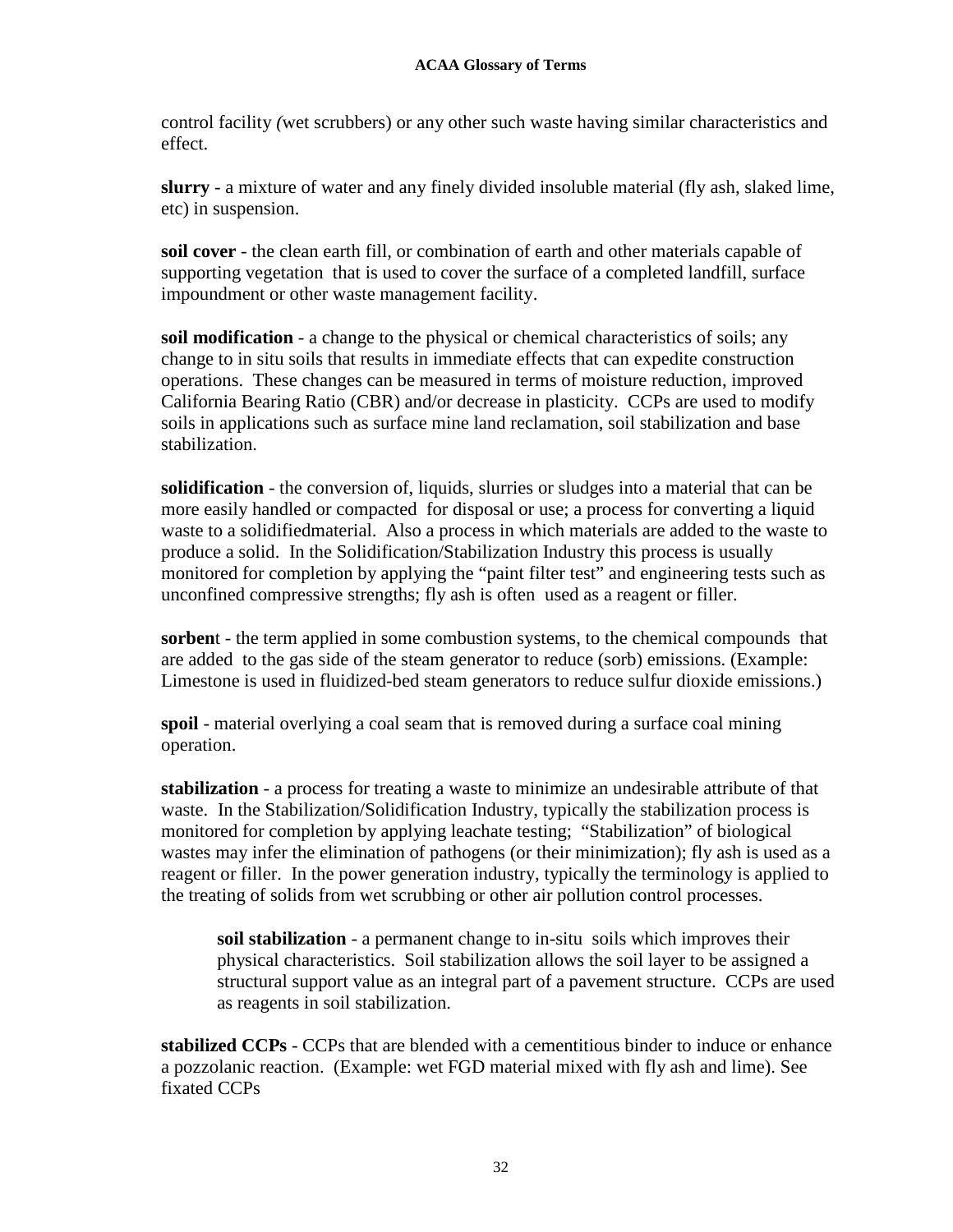control facility (wet scrubbers) or any other such waste having similar characteristics and effect.

**slurry** - a mixture of water and any finely divided insoluble material (fly ash, slaked lime, etc) in suspension.

**soil cover** - the clean earth fill, or combination of earth and other materials capable of supporting vegetation that is used to cover the surface of a completed landfill, surface impoundment or other waste management facility.

**soil modification** - a change to the physical or chemical characteristics of soils; any change to in situ soils that results in immediate effects that can expedite construction operations. These changes can be measured in terms of moisture reduction, improved California Bearing Ratio (CBR) and/or decrease in plasticity. CCPs are used to modify soils in applications such as surface mine land reclamation, soil stabilization and base stabilization.

**solidification** - the conversion of, liquids, slurries or sludges into a material that can be more easily handled or compacted for disposal or use; a process for converting a liquid waste to a solidifiedmaterial. Also a process in which materials are added to the waste to produce a solid. In the Solidification/Stabilization Industry this process is usually monitored for completion by applying the "paint filter test" and engineering tests such as unconfined compressive strengths; fly ash is often used as a reagent or filler.

**sorben**t - the term applied in some combustion systems, to the chemical compounds that are added to the gas side of the steam generator to reduce (sorb) emissions. (Example: Limestone is used in fluidized-bed steam generators to reduce sulfur dioxide emissions.)

**spoil** - material overlying a coal seam that is removed during a surface coal mining operation.

**stabilization** - a process for treating a waste to minimize an undesirable attribute of that waste. In the Stabilization/Solidification Industry, typically the stabilization process is monitored for completion by applying leachate testing; "Stabilization" of biological wastes may infer the elimination of pathogens (or their minimization); fly ash is used as a reagent or filler. In the power generation industry, typically the terminology is applied to the treating of solids from wet scrubbing or other air pollution control processes.

> **soil stabilization** - a permanent change to in-situ soils which improves their physical characteristics. Soil stabilization allows the soil layer to be assigned a structural support value as an integral part of a pavement structure. CCPs are used as reagents in soil stabilization.

**stabilized CCPs** - CCPs that are blended with a cementitious binder to induce or enhance a pozzolanic reaction. (Example: wet FGD material mixed with fly ash and lime). See fixated CCPs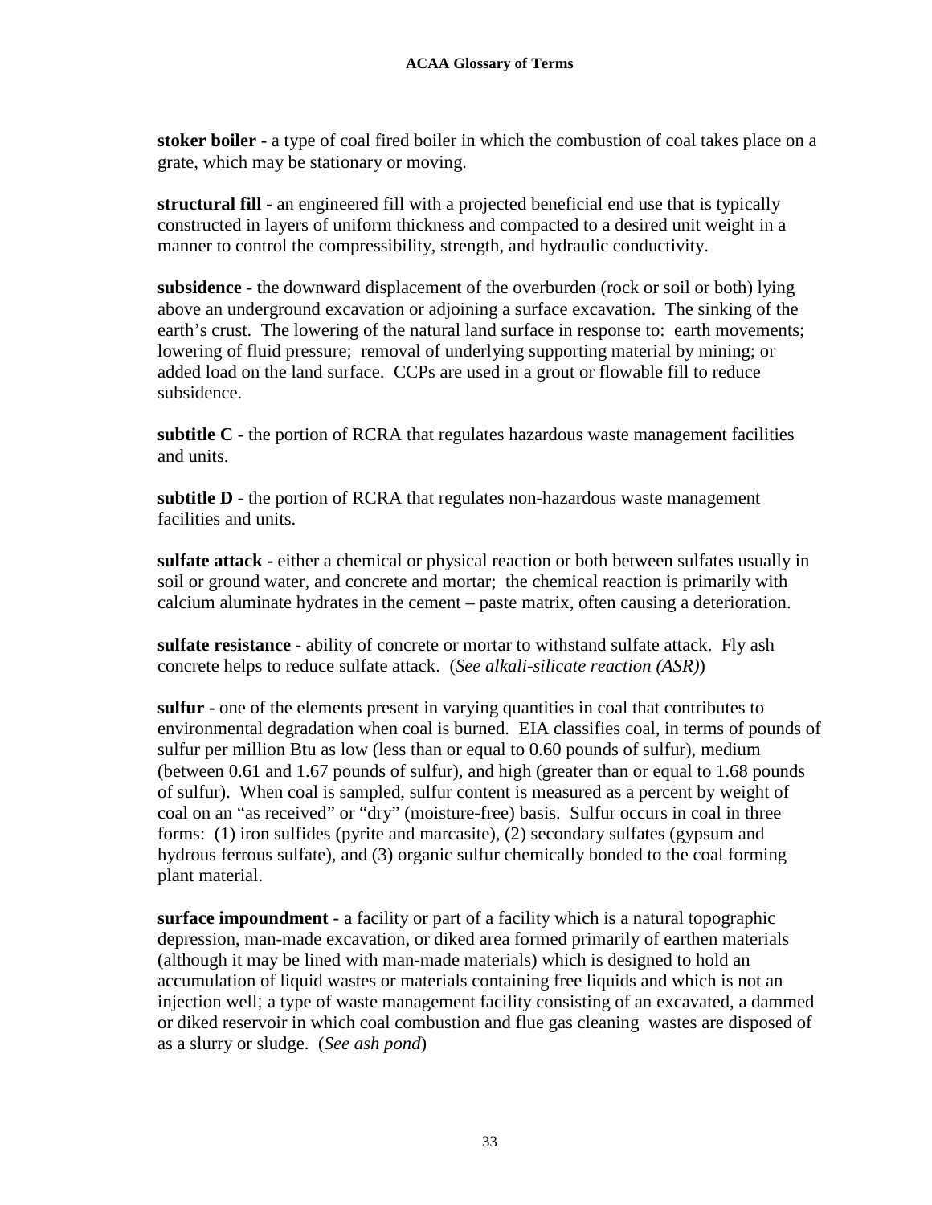**stoker boiler -** a type of coal fired boiler in which the combustion of coal takes place on a grate, which may be stationary or moving.

**structural fill** - an engineered fill with a projected beneficial end use that is typically constructed in layers of uniform thickness and compacted to a desired unit weight in a manner to control the compressibility, strength, and hydraulic conductivity.

**subsidence** - the downward displacement of the overburden (rock or soil or both) lying above an underground excavation or adjoining a surface excavation. The sinking of the earth's crust. The lowering of the natural land surface in response to: earth movements; lowering of fluid pressure; removal of underlying supporting material by mining; or added load on the land surface. CCPs are used in a grout or flowable fill to reduce subsidence.

**subtitle C** - the portion of RCRA that regulates hazardous waste management facilities and units.

**subtitle D** - the portion of RCRA that regulates non-hazardous waste management facilities and units.

**sulfate attack -** either a chemical or physical reaction or both between sulfates usually in soil or ground water, and concrete and mortar; the chemical reaction is primarily with calcium aluminate hydrates in the cement – paste matrix, often causing a deterioration.

**sulfate resistance** - ability of concrete or mortar to withstand sulfate attack. Fly ash concrete helps to reduce sulfate attack. (*See alkali-silicate reaction (ASR)*)

**sulfur -** one of the elements present in varying quantities in coal that contributes to environmental degradation when coal is burned. EIA classifies coal, in terms of pounds of sulfur per million Btu as low (less than or equal to 0.60 pounds of sulfur), medium (between 0.61 and 1.67 pounds of sulfur), and high (greater than or equal to 1.68 pounds of sulfur). When coal is sampled, sulfur content is measured as a percent by weight of coal on an "as received" or "dry" (moisture-free) basis. Sulfur occurs in coal in three forms: (1) iron sulfides (pyrite and marcasite), (2) secondary sulfates (gypsum and hydrous ferrous sulfate), and (3) organic sulfur chemically bonded to the coal forming plant material.

**surface impoundment -** a facility or part of a facility which is a natural topographic depression, man-made excavation, or diked area formed primarily of earthen materials (although it may be lined with man-made materials) which is designed to hold an accumulation of liquid wastes or materials containing free liquids and which is not an injection well; a type of waste management facility consisting of an excavated, a dammed or diked reservoir in which coal combustion and flue gas cleaning wastes are disposed of as a slurry or sludge. (*See ash pond*)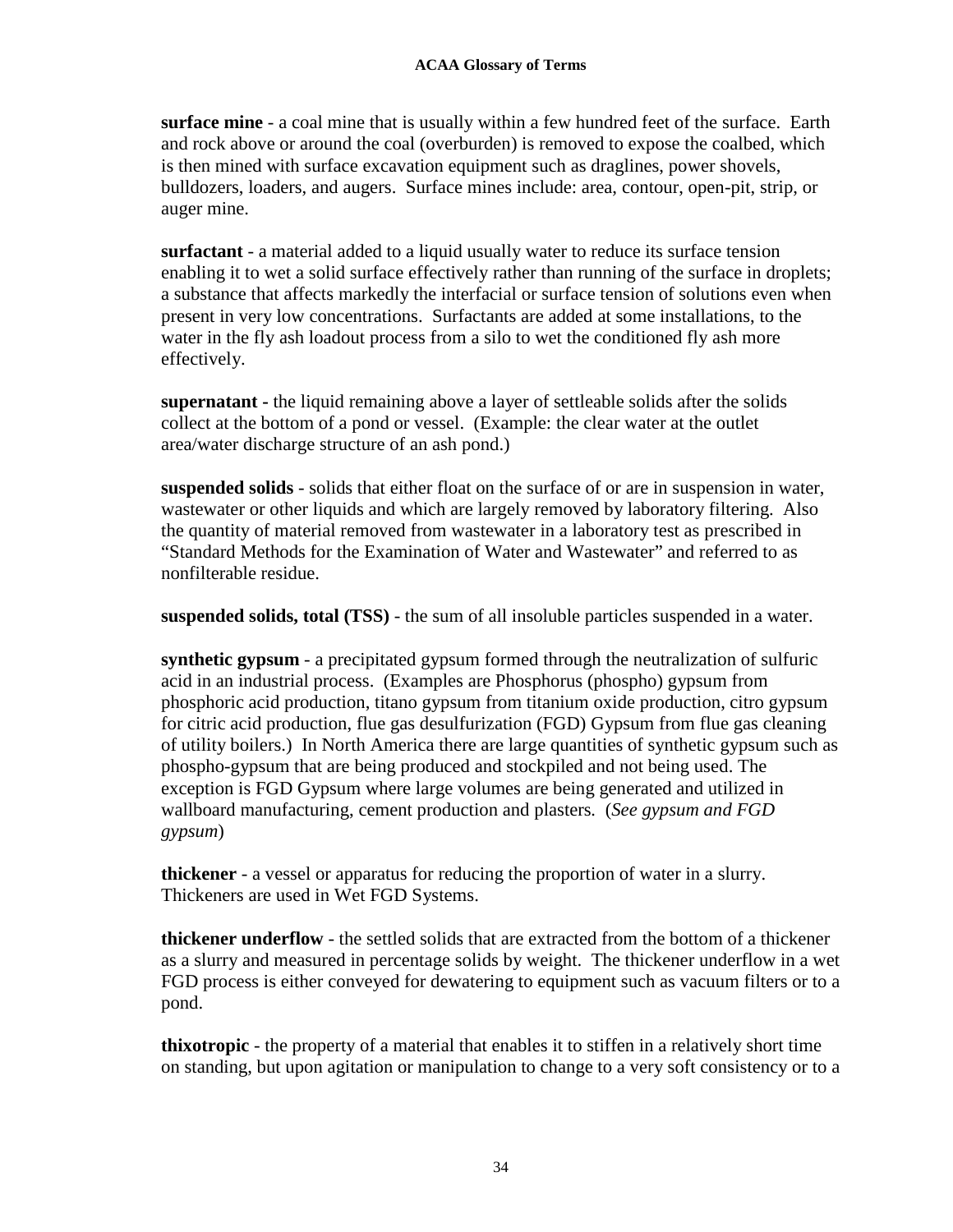**surface mine** - a coal mine that is usually within a few hundred feet of the surface. Earth and rock above or around the coal (overburden) is removed to expose the coalbed, which is then mined with surface excavation equipment such as draglines, power shovels, bulldozers, loaders, and augers. Surface mines include: area, contour, open-pit, strip, or auger mine.

**surfactant** - a material added to a liquid usually water to reduce its surface tension enabling it to wet a solid surface effectively rather than running of the surface in droplets; a substance that affects markedly the interfacial or surface tension of solutions even when present in very low concentrations. Surfactants are added at some installations, to the water in the fly ash loadout process from a silo to wet the conditioned fly ash more effectively.

**supernatant -** the liquid remaining above a layer of settleable solids after the solids collect at the bottom of a pond or vessel. (Example: the clear water at the outlet area/water discharge structure of an ash pond.)

**suspended solids** - solids that either float on the surface of or are in suspension in water, wastewater or other liquids and which are largely removed by laboratory filtering. Also the quantity of material removed from wastewater in a laboratory test as prescribed in "Standard Methods for the Examination of Water and Wastewater" and referred to as nonfilterable residue.

**suspended solids, total (TSS)** - the sum of all insoluble particles suspended in a water.

**synthetic gypsum** - a precipitated gypsum formed through the neutralization of sulfuric acid in an industrial process. (Examples are Phosphorus (phospho) gypsum from phosphoric acid production, titano gypsum from titanium oxide production, citro gypsum for citric acid production, flue gas desulfurization (FGD) Gypsum from flue gas cleaning of utility boilers.) In North America there are large quantities of synthetic gypsum such as phospho-gypsum that are being produced and stockpiled and not being used. The exception is FGD Gypsum where large volumes are being generated and utilized in wallboard manufacturing, cement production and plasters. (*See gypsum and FGD gypsum*)

**thickener** - a vessel or apparatus for reducing the proportion of water in a slurry. Thickeners are used in Wet FGD Systems.

**thickener underflow** - the settled solids that are extracted from the bottom of a thickener as a slurry and measured in percentage solids by weight. The thickener underflow in a wet FGD process is either conveyed for dewatering to equipment such as vacuum filters or to a pond.

**thixotropic** - the property of a material that enables it to stiffen in a relatively short time on standing, but upon agitation or manipulation to change to a very soft consistency or to a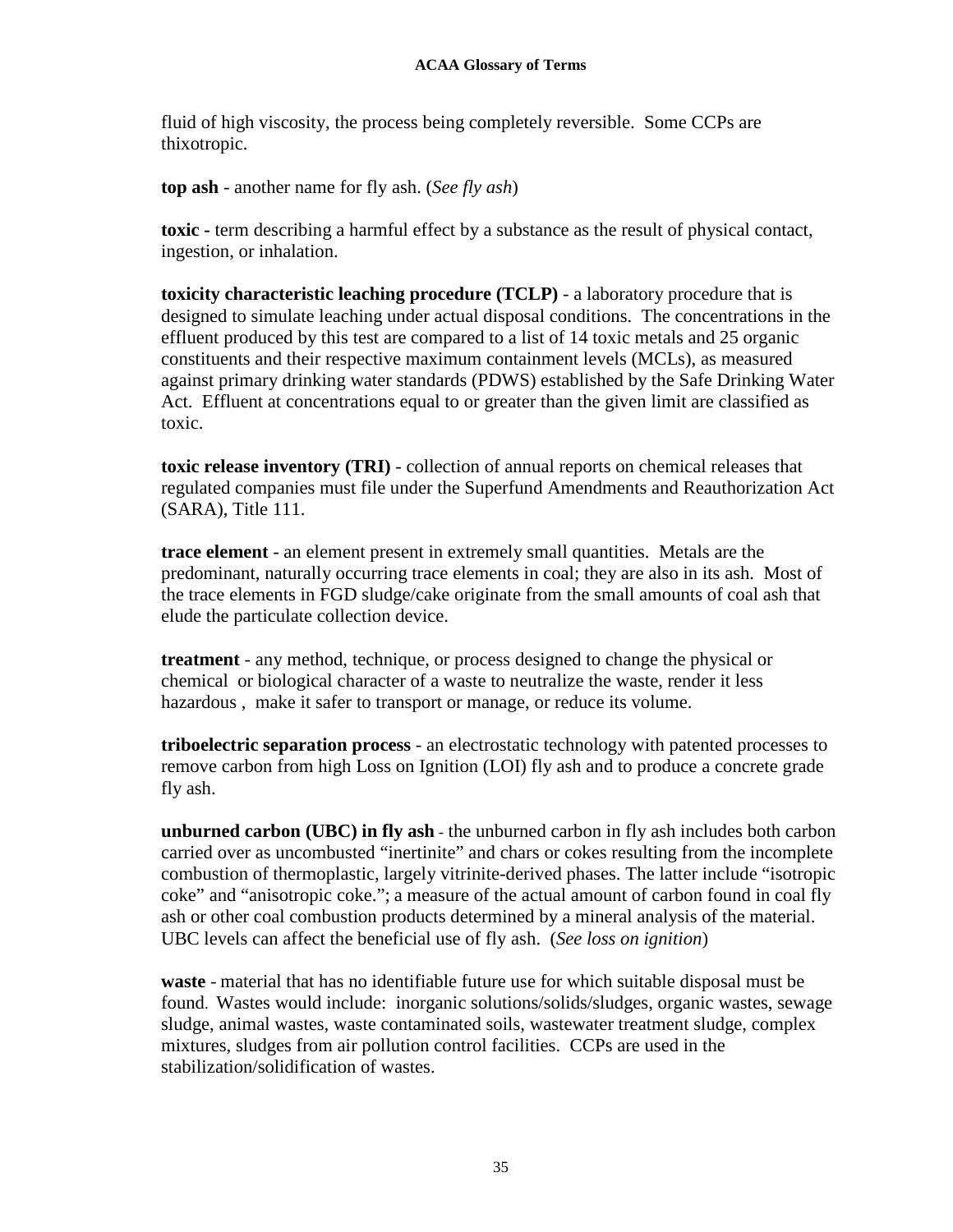fluid of high viscosity, the process being completely reversible. Some CCPs are thixotropic.

**top ash** - another name for fly ash. (*See fly ash*)

**toxic -** term describing a harmful effect by a substance as the result of physical contact, ingestion, or inhalation.

**toxicity characteristic leaching procedure (TCLP)** - a laboratory procedure that is designed to simulate leaching under actual disposal conditions. The concentrations in the effluent produced by this test are compared to a list of 14 toxic metals and 25 organic constituents and their respective maximum containment levels (MCLs), as measured against primary drinking water standards (PDWS) established by the Safe Drinking Water Act. Effluent at concentrations equal to or greater than the given limit are classified as toxic.

**toxic release inventory (TRI)** - collection of annual reports on chemical releases that regulated companies must file under the Superfund Amendments and Reauthorization Act (SARA), Title 111.

**trace element** - an element present in extremely small quantities. Metals are the predominant, naturally occurring trace elements in coal; they are also in its ash. Most of the trace elements in FGD sludge/cake originate from the small amounts of coal ash that elude the particulate collection device.

**treatment** - any method, technique, or process designed to change the physical or chemical or biological character of a waste to neutralize the waste, render it less hazardous , make it safer to transport or manage, or reduce its volume.

**triboelectric separation process** - an electrostatic technology with patented processes to remove carbon from high Loss on Ignition (LOI) fly ash and to produce a concrete grade fly ash.

**unburned carbon (UBC) in fly ash** - the unburned carbon in fly ash includes both carbon carried over as uncombusted "inertinite" and chars or cokes resulting from the incomplete combustion of thermoplastic, largely vitrinite-derived phases. The latter include "isotropic coke" and "anisotropic coke."; a measure of the actual amount of carbon found in coal fly ash or other coal combustion products determined by a mineral analysis of the material. UBC levels can affect the beneficial use of fly ash. (*See loss on ignition*)

**waste** - material that has no identifiable future use for which suitable disposal must be found. Wastes would include: inorganic solutions/solids/sludges, organic wastes, sewage sludge, animal wastes, waste contaminated soils, wastewater treatment sludge, complex mixtures, sludges from air pollution control facilities. CCPs are used in the stabilization/solidification of wastes.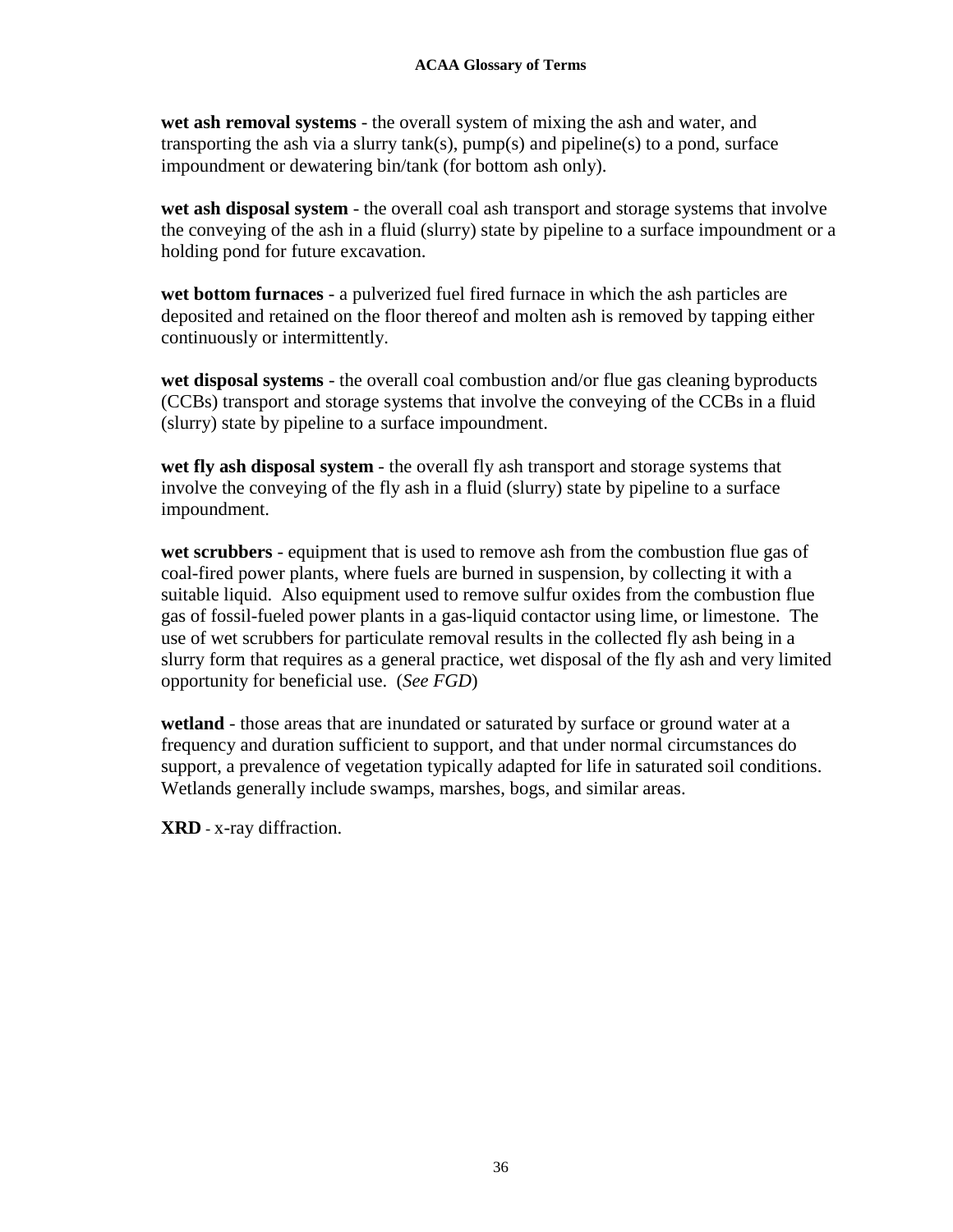**wet ash removal systems** - the overall system of mixing the ash and water, and transporting the ash via a slurry tank(s), pump(s) and pipeline(s) to a pond, surface impoundment or dewatering bin/tank (for bottom ash only).

**wet ash disposal system** - the overall coal ash transport and storage systems that involve the conveying of the ash in a fluid (slurry) state by pipeline to a surface impoundment or a holding pond for future excavation.

**wet bottom furnaces** - a pulverized fuel fired furnace in which the ash particles are deposited and retained on the floor thereof and molten ash is removed by tapping either continuously or intermittently.

**wet disposal systems** - the overall coal combustion and/or flue gas cleaning byproducts (CCBs) transport and storage systems that involve the conveying of the CCBs in a fluid (slurry) state by pipeline to a surface impoundment.

**wet fly ash disposal system** - the overall fly ash transport and storage systems that involve the conveying of the fly ash in a fluid (slurry) state by pipeline to a surface impoundment.

**wet scrubbers** - equipment that is used to remove ash from the combustion flue gas of coal-fired power plants, where fuels are burned in suspension, by collecting it with a suitable liquid. Also equipment used to remove sulfur oxides from the combustion flue gas of fossil-fueled power plants in a gas-liquid contactor using lime, or limestone. The use of wet scrubbers for particulate removal results in the collected fly ash being in a slurry form that requires as a general practice, wet disposal of the fly ash and very limited opportunity for beneficial use. (*See FGD*)

**wetland** - those areas that are inundated or saturated by surface or ground water at a frequency and duration sufficient to support, and that under normal circumstances do support, a prevalence of vegetation typically adapted for life in saturated soil conditions. Wetlands generally include swamps, marshes, bogs, and similar areas.

**XRD** - x-ray diffraction.